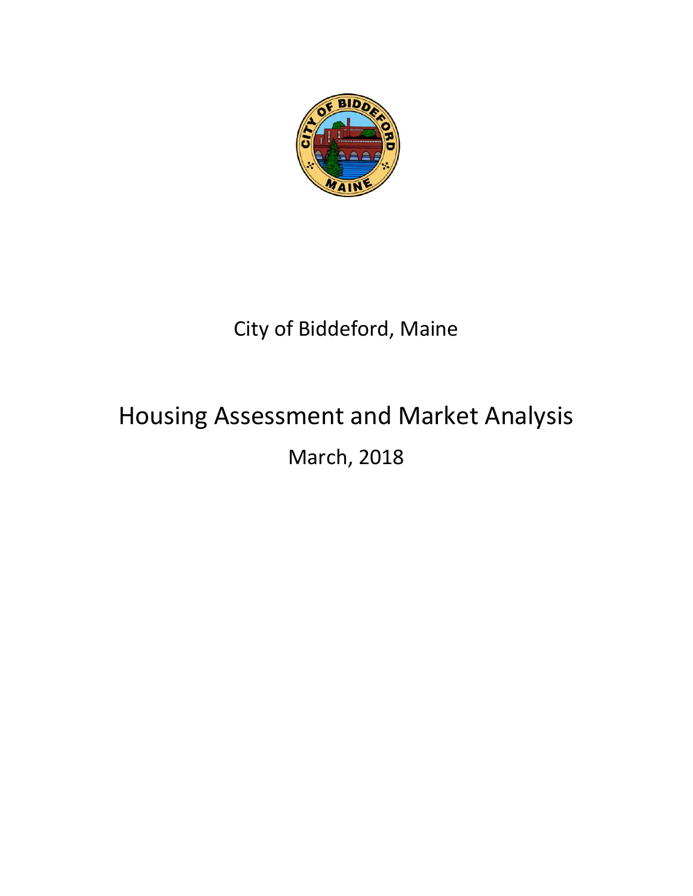City of Biddeford, Maine

# Housing Assessment and Market Analysis

March, 2018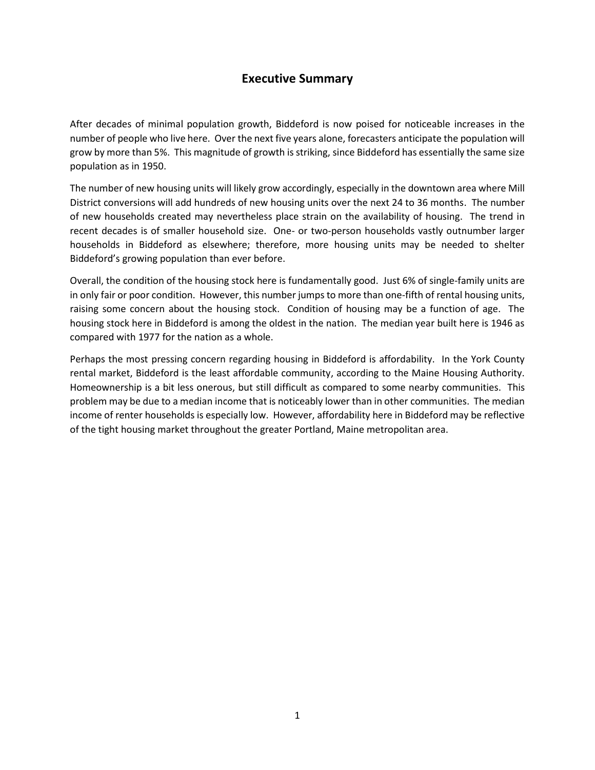# Executive Summary

After decades of minimal population growth, Biddeford is now poised for noticeable increases in the number of people who live here. Over the next five years alone, forecasters anticipate the population will grow by more than 5%. This magnitude of growth is striking, since Biddeford has essentially the same size population as in 1950.

The number of new housing units will likely grow accordingly, especially in the downtown area where Mill District conversions will add hundreds of new housing units over the next 24 to 36 months. The number of new households created may nevertheless place strain on the availability of housing. The trend in recent decades is of smaller household size. One- or two-person households vastly outnumber larger households in Biddeford as elsewhere; therefore, more housing units may be needed to shelter Biddeford's growing population than ever before.

Overall, the condition of the housing stock here is fundamentally good. Just 6% of single-family units are in only fair or poor condition. However, this number jumps to more than one-fifth of rental housing units, raising some concern about the housing stock. Condition of housing may be a function of age. The housing stock here in Biddeford is among the oldest in the nation. The median year built here is 1946 as compared with 1977 for the nation as a whole.

Perhaps the most pressing concern regarding housing in Biddeford is affordability. In the York County rental market, Biddeford is the least affordable community, according to the Maine Housing Authority. Homeownership is a bit less onerous, but still difficult as compared to some nearby communities. This problem may be due to a median income that is noticeably lower than in other communities. The median income of renter households is especially low. However, affordability here in Biddeford may be reflective of the tight housing market throughout the greater Portland, Maine metropolitan area.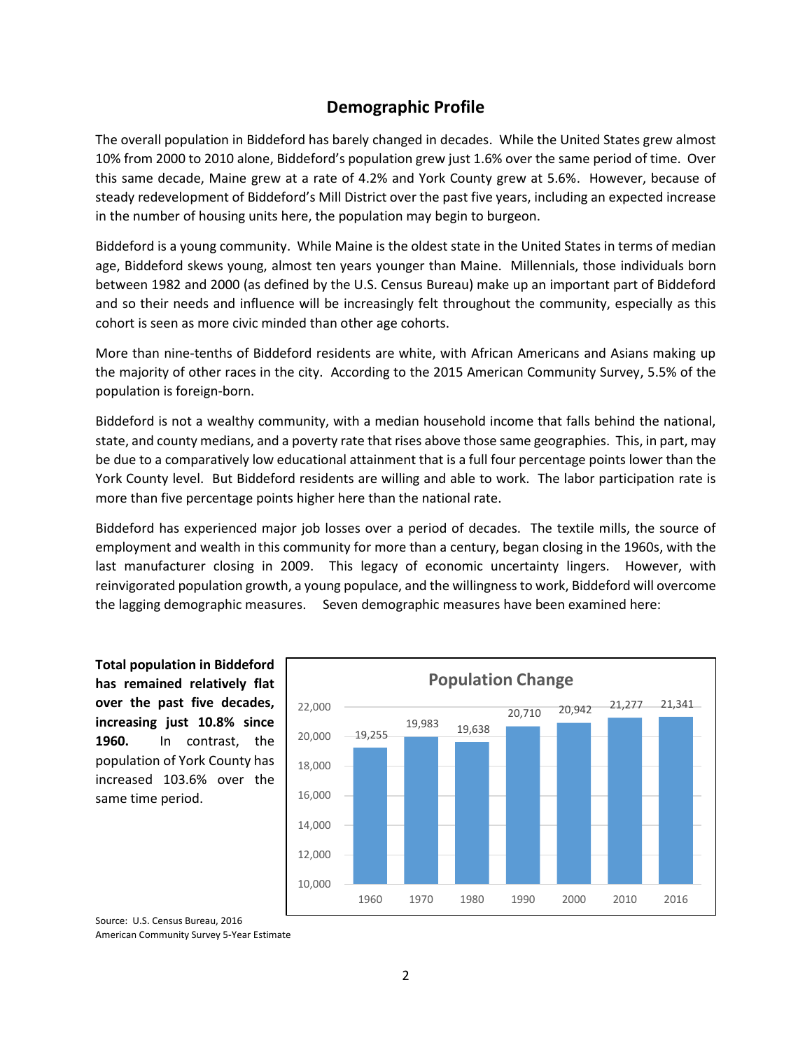## Demographic Profile

The overall population in Biddeford has barely changed in decades. While the United States grew almost 10% from 2000 to 2010 alone, Biddeford's population grew just 1.6% over the same period of time. Over this same decade, Maine grew at a rate of 4.2% and York County grew at 5.6%. However, because of steady redevelopment of Biddeford's Mill District over the past five years, including an expected increase in the number of housing units here, the population may begin to burgeon.

Biddeford is a young community. While Maine is the oldest state in the United States in terms of median age, Biddeford skews young, almost ten years younger than Maine. Millennials, those individuals born between 1982 and 2000 (as defined by the U.S. Census Bureau) make up an important part of Biddeford and so their needs and influence will be increasingly felt throughout the community, especially as this cohort is seen as more civic minded than other age cohorts.

More than nine-tenths of Biddeford residents are white, with African Americans and Asians making up the majority of other races in the city. According to the 2015 American Community Survey, 5.5% of the population is foreign-born.

Biddeford is not a wealthy community, with a median household income that falls behind the national, state, and county medians, and a poverty rate that rises above those same geographies. This, in part, may be due to a comparatively low educational attainment that is a full four percentage points lower than the York County level. But Biddeford residents are willing and able to work. The labor participation rate is more than five percentage points higher here than the national rate.

Biddeford has experienced major job losses over a period of decades. The textile mills, the source of employment and wealth in this community for more than a century, began closing in the 1960s, with the last manufacturer closing in 2009. This legacy of economic uncertainty lingers. However, with reinvigorated population growth, a young populace, and the willingness to work, Biddeford will overcome the lagging demographic measures. Seven demographic measures have been examined here:

**Total population in Biddeford has remained relatively flat over the past five decades, increasing just 10.8% since 1960.** In contrast, the population of York County has increased 103.6% over the same time period.

**Population Change**

| Year | Population |
|---|---|
| 1960 | 19,255 |
| 1970 | 19,983 |
| 1980 | 19,638 |
| 1990 | 20,710 |
| 2000 | 20,942 |
| 2010 | 21,277 |
| 2016 | 21,341 |

Source: U.S. Census Bureau, 2016
American Community Survey 5-Year Estimate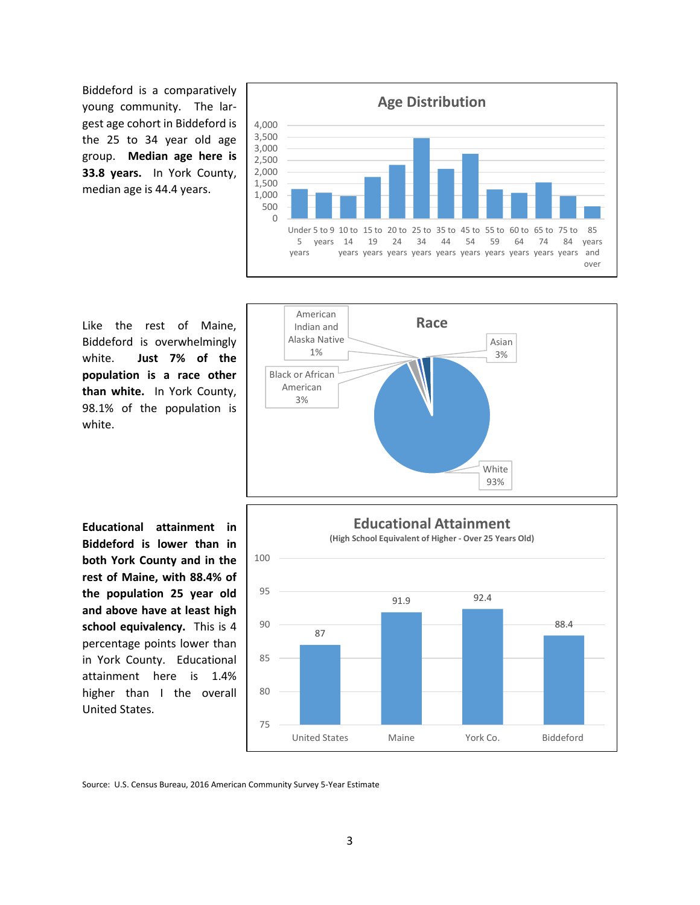Biddeford is a comparatively young community. The largest age cohort in Biddeford is the 25 to 34 year old age group. **Median age here is 33.8 years.** In York County, median age is 44.4 years.

**Age Distribution**

| Age group | Population (approx.) |
|---|---|
| Under 5 years | 1,250 |
| 5 to 9 years | 1,100 |
| 10 to 14 years | 950 |
| 15 to 19 years | 1,750 |
| 20 to 24 years | 2,300 |
| 25 to 34 years | 3,450 |
| 35 to 44 years | 2,100 |
| 45 to 54 years | 2,750 |
| 55 to 59 years | 1,250 |
| 60 to 64 years | 1,100 |
| 65 to 74 years | 1,550 |
| 75 to 84 years | 950 |
| 85 years and over | 500 |

Like the rest of Maine, Biddeford is overwhelmingly white. **Just 7% of the population is a race other than white.** In York County, 98.1% of the population is white.

**Race**

| Race | Percent |
|---|---|
| White | 93% |
| Asian | 3% |
| Black or African American | 3% |
| American Indian and Alaska Native | 1% |

**Educational attainment in Biddeford is lower than in both York County and in the rest of Maine, with 88.4% of the population 25 year old and above have at least high school equivalency.** This is 4 percentage points lower than in York County. Educational attainment here is 1.4% higher than I the overall United States.

**Educational Attainment**
(High School Equivalent of Higher - Over 25 Years Old)

| Area | Percent |
|---|---|
| United States | 87 |
| Maine | 91.9 |
| York Co. | 92.4 |
| Biddeford | 88.4 |

Source: U.S. Census Bureau, 2016 American Community Survey 5-Year Estimate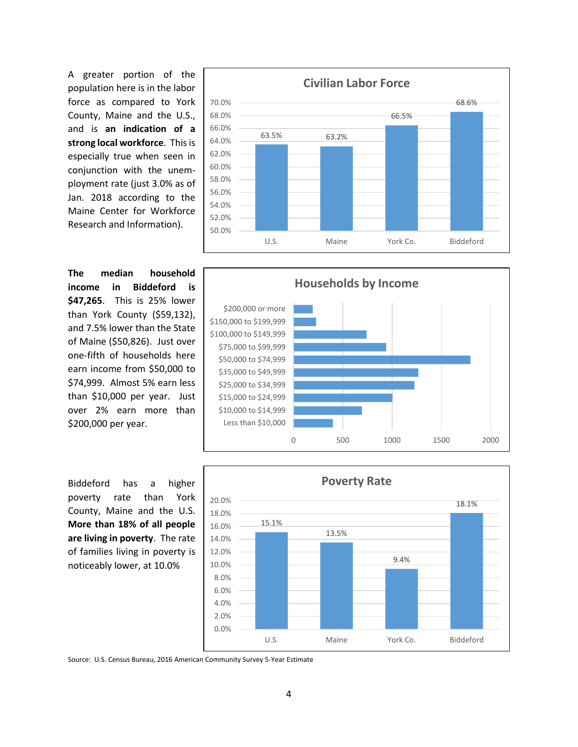A greater portion of the population here is in the labor force as compared to York County, Maine and the U.S., and is **an indication of a strong local workforce**. This is especially true when seen in conjunction with the unemployment rate (just 3.0% as of Jan. 2018 according to the Maine Center for Workforce Research and Information).

**Civilian Labor Force**

| | U.S. | Maine | York Co. | Biddeford |
|---|---|---|---|---|
| Civilian Labor Force | 63.5% | 63.2% | 66.5% | 68.6% |

**The median household income in Biddeford is $47,265**. This is 25% lower than York County ($59,132), and 7.5% lower than the State of Maine ($50,826). Just over one-fifth of households here earn income from $50,000 to $74,999. Almost 5% earn less than $10,000 per year. Just over 2% earn more than $200,000 per year.

**Households by Income**

- $200,000 or more
- $150,000 to $199,999
- $100,000 to $149,999
- $75,000 to $99,999
- $50,000 to $74,999
- $35,000 to $49,999
- $25,000 to $34,999
- $15,000 to $24,999
- $10,000 to $14,999
- Less than $10,000

Biddeford has a higher poverty rate than York County, Maine and the U.S. **More than 18% of all people are living in poverty**. The rate of families living in poverty is noticeably lower, at 10.0%

**Poverty Rate**

| | U.S. | Maine | York Co. | Biddeford |
|---|---|---|---|---|
| Poverty Rate | 15.1% | 13.5% | 9.4% | 18.1% |

Source: U.S. Census Bureau, 2016 American Community Survey 5-Year Estimate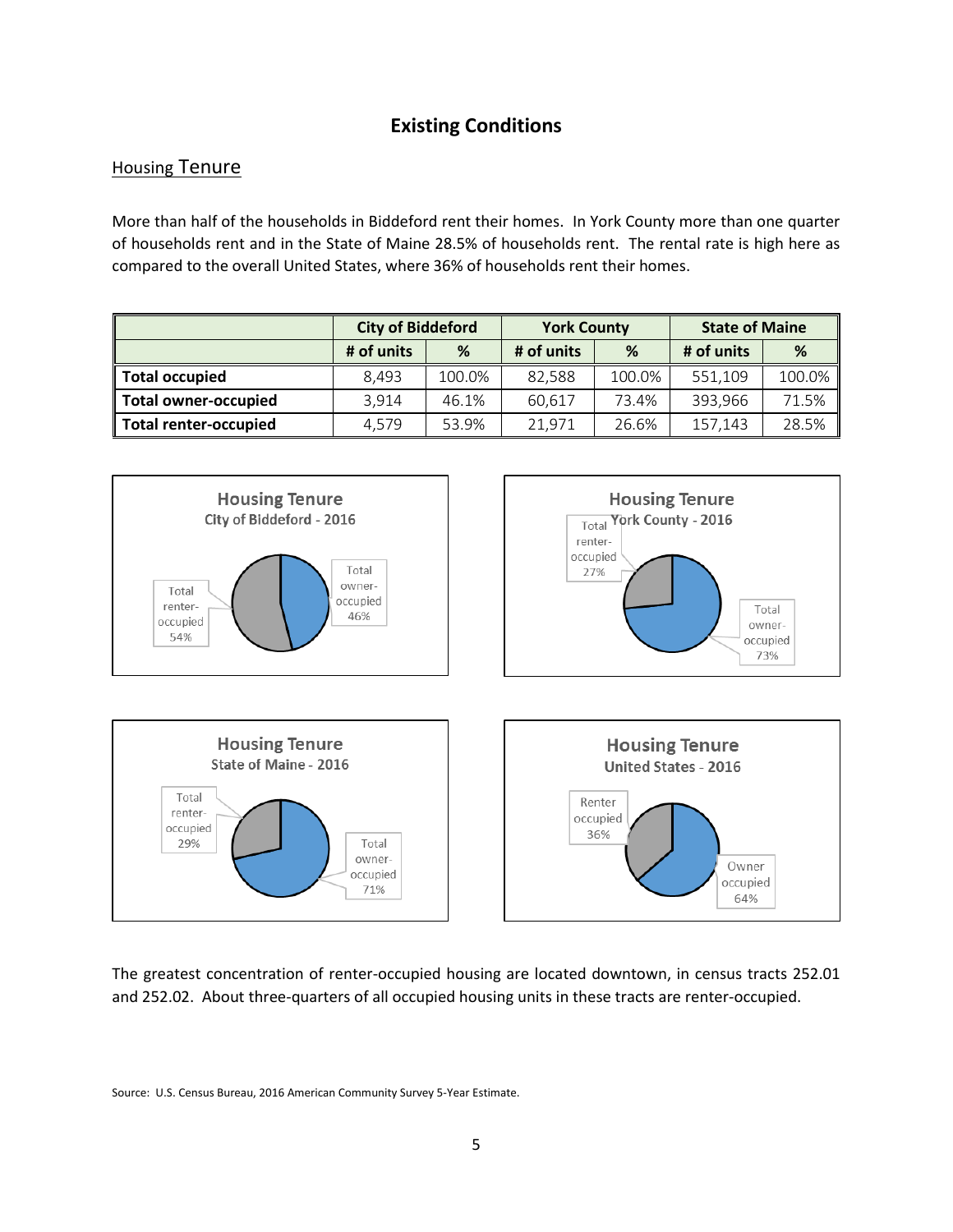## Existing Conditions

### Housing Tenure

More than half of the households in Biddeford rent their homes. In York County more than one quarter of households rent and in the State of Maine 28.5% of households rent. The rental rate is high here as compared to the overall United States, where 36% of households rent their homes.

| | City of Biddeford | | York County | | State of Maine | |
|---|---|---|---|---|---|---|
| | # of units | % | # of units | % | # of units | % |
| **Total occupied** | 8,493 | 100.0% | 82,588 | 100.0% | 551,109 | 100.0% |
| **Total owner-occupied** | 3,914 | 46.1% | 60,617 | 73.4% | 393,966 | 71.5% |
| **Total renter-occupied** | 4,579 | 53.9% | 21,971 | 26.6% | 157,143 | 28.5% |

**Housing Tenure**
City of Biddeford - 2016
Total owner-occupied 46%
Total renter-occupied 54%

**Housing Tenure**
York County - 2016
Total renter-occupied 27%
Total owner-occupied 73%

**Housing Tenure**
State of Maine - 2016
Total renter-occupied 29%
Total owner-occupied 71%

**Housing Tenure**
United States - 2016
Renter occupied 36%
Owner occupied 64%

The greatest concentration of renter-occupied housing are located downtown, in census tracts 252.01 and 252.02. About three-quarters of all occupied housing units in these tracts are renter-occupied.

Source: U.S. Census Bureau, 2016 American Community Survey 5-Year Estimate.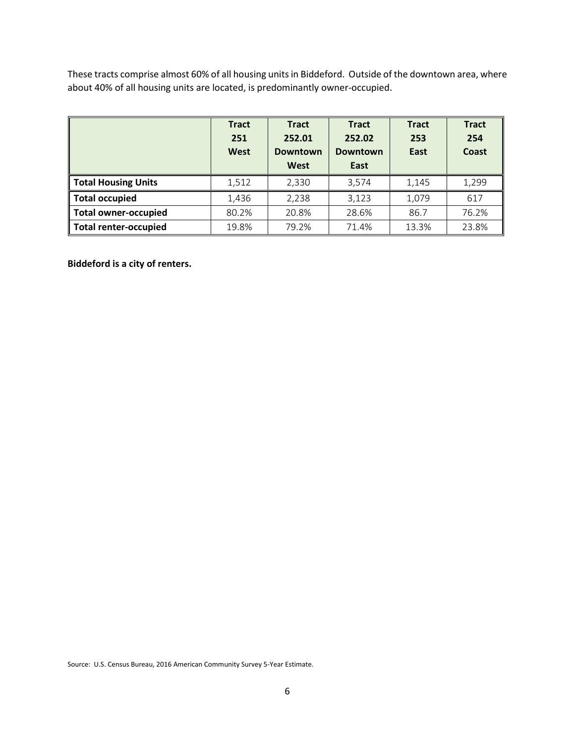These tracts comprise almost 60% of all housing units in Biddeford. Outside of the downtown area, where about 40% of all housing units are located, is predominantly owner-occupied.

| | Tract 251 West | Tract 252.01 Downtown West | Tract 252.02 Downtown East | Tract 253 East | Tract 254 Coast |
|---|---|---|---|---|---|
| **Total Housing Units** | 1,512 | 2,330 | 3,574 | 1,145 | 1,299 |
| **Total occupied** | 1,436 | 2,238 | 3,123 | 1,079 | 617 |
| **Total owner-occupied** | 80.2% | 20.8% | 28.6% | 86.7 | 76.2% |
| **Total renter-occupied** | 19.8% | 79.2% | 71.4% | 13.3% | 23.8% |

**Biddeford is a city of renters.**

Source: U.S. Census Bureau, 2016 American Community Survey 5-Year Estimate.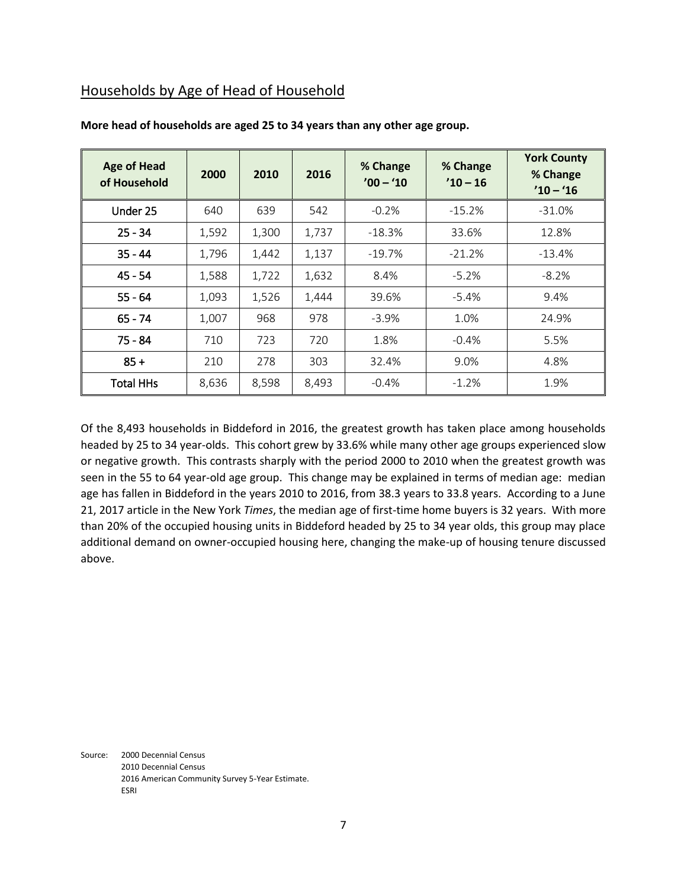## Households by Age of Head of Household

**More head of households are aged 25 to 34 years than any other age group.**

| Age of Head of Household | 2000 | 2010 | 2016 | % Change '00 – '10 | % Change '10 – 16 | York County % Change '10 – '16 |
|---|---|---|---|---|---|---|
| Under 25 | 640 | 639 | 542 | -0.2% | -15.2% | -31.0% |
| 25 - 34 | 1,592 | 1,300 | 1,737 | -18.3% | 33.6% | 12.8% |
| 35 - 44 | 1,796 | 1,442 | 1,137 | -19.7% | -21.2% | -13.4% |
| 45 - 54 | 1,588 | 1,722 | 1,632 | 8.4% | -5.2% | -8.2% |
| 55 - 64 | 1,093 | 1,526 | 1,444 | 39.6% | -5.4% | 9.4% |
| 65 - 74 | 1,007 | 968 | 978 | -3.9% | 1.0% | 24.9% |
| 75 - 84 | 710 | 723 | 720 | 1.8% | -0.4% | 5.5% |
| 85 + | 210 | 278 | 303 | 32.4% | 9.0% | 4.8% |
| Total HHs | 8,636 | 8,598 | 8,493 | -0.4% | -1.2% | 1.9% |

Of the 8,493 households in Biddeford in 2016, the greatest growth has taken place among households headed by 25 to 34 year-olds. This cohort grew by 33.6% while many other age groups experienced slow or negative growth. This contrasts sharply with the period 2000 to 2010 when the greatest growth was seen in the 55 to 64 year-old age group. This change may be explained in terms of median age: median age has fallen in Biddeford in the years 2010 to 2016, from 38.3 years to 33.8 years. According to a June 21, 2017 article in the New York *Times*, the median age of first-time home buyers is 32 years. With more than 20% of the occupied housing units in Biddeford headed by 25 to 34 year olds, this group may place additional demand on owner-occupied housing here, changing the make-up of housing tenure discussed above.

Source: 2000 Decennial Census
2010 Decennial Census
2016 American Community Survey 5-Year Estimate.
ESRI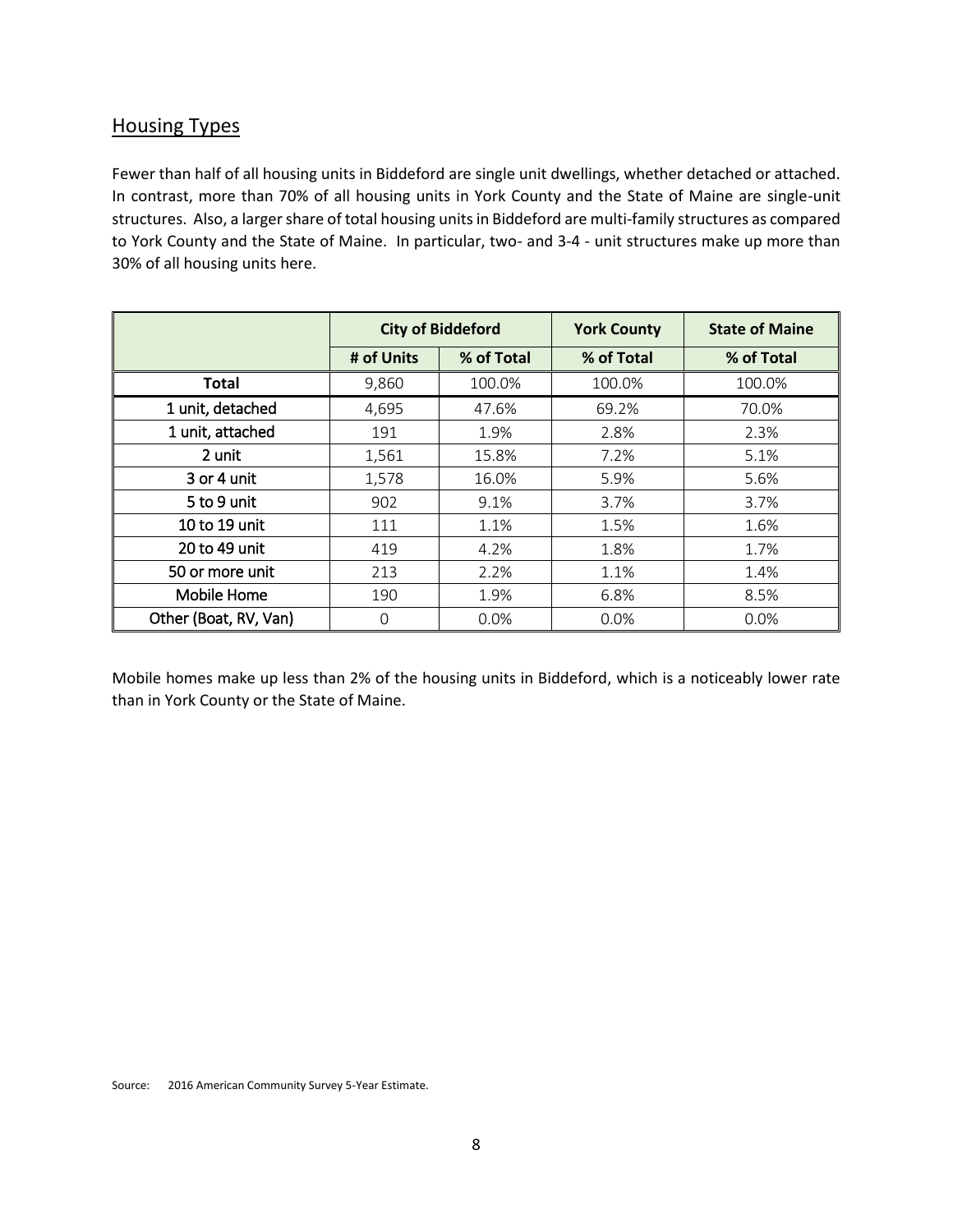## Housing Types

Fewer than half of all housing units in Biddeford are single unit dwellings, whether detached or attached. In contrast, more than 70% of all housing units in York County and the State of Maine are single-unit structures. Also, a larger share of total housing units in Biddeford are multi-family structures as compared to York County and the State of Maine. In particular, two- and 3-4 - unit structures make up more than 30% of all housing units here.

| | City of Biddeford | | York County | State of Maine |
|---|---|---|---|---|
| | # of Units | % of Total | % of Total | % of Total |
| **Total** | 9,860 | 100.0% | 100.0% | 100.0% |
| 1 unit, detached | 4,695 | 47.6% | 69.2% | 70.0% |
| 1 unit, attached | 191 | 1.9% | 2.8% | 2.3% |
| 2 unit | 1,561 | 15.8% | 7.2% | 5.1% |
| 3 or 4 unit | 1,578 | 16.0% | 5.9% | 5.6% |
| 5 to 9 unit | 902 | 9.1% | 3.7% | 3.7% |
| 10 to 19 unit | 111 | 1.1% | 1.5% | 1.6% |
| 20 to 49 unit | 419 | 4.2% | 1.8% | 1.7% |
| 50 or more unit | 213 | 2.2% | 1.1% | 1.4% |
| Mobile Home | 190 | 1.9% | 6.8% | 8.5% |
| Other (Boat, RV, Van) | 0 | 0.0% | 0.0% | 0.0% |

Mobile homes make up less than 2% of the housing units in Biddeford, which is a noticeably lower rate than in York County or the State of Maine.

Source: 2016 American Community Survey 5-Year Estimate.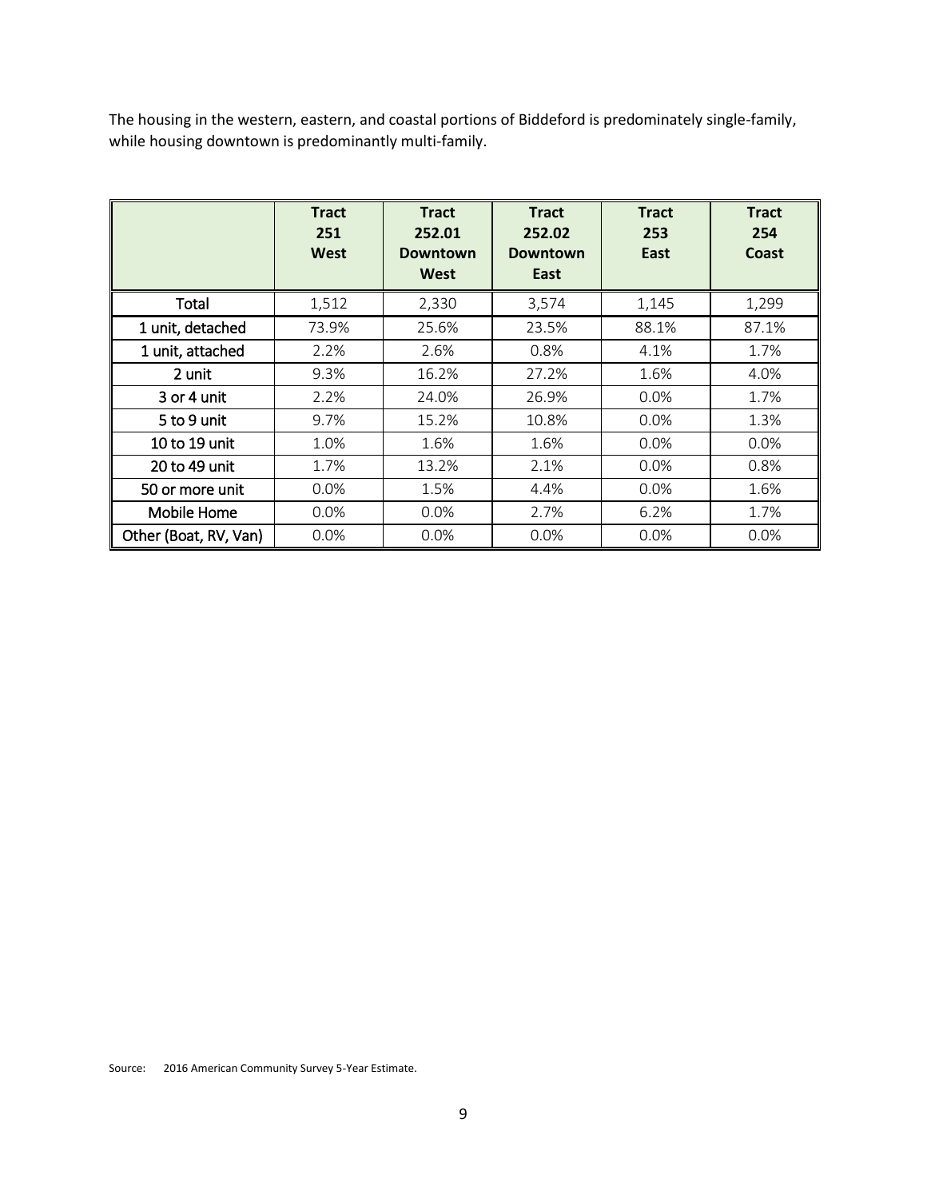The housing in the western, eastern, and coastal portions of Biddeford is predominately single-family, while housing downtown is predominantly multi-family.

| | Tract 251 West | Tract 252.01 Downtown West | Tract 252.02 Downtown East | Tract 253 East | Tract 254 Coast |
|---|---|---|---|---|---|
| Total | 1,512 | 2,330 | 3,574 | 1,145 | 1,299 |
| 1 unit, detached | 73.9% | 25.6% | 23.5% | 88.1% | 87.1% |
| 1 unit, attached | 2.2% | 2.6% | 0.8% | 4.1% | 1.7% |
| 2 unit | 9.3% | 16.2% | 27.2% | 1.6% | 4.0% |
| 3 or 4 unit | 2.2% | 24.0% | 26.9% | 0.0% | 1.7% |
| 5 to 9 unit | 9.7% | 15.2% | 10.8% | 0.0% | 1.3% |
| 10 to 19 unit | 1.0% | 1.6% | 1.6% | 0.0% | 0.0% |
| 20 to 49 unit | 1.7% | 13.2% | 2.1% | 0.0% | 0.8% |
| 50 or more unit | 0.0% | 1.5% | 4.4% | 0.0% | 1.6% |
| Mobile Home | 0.0% | 0.0% | 2.7% | 6.2% | 1.7% |
| Other (Boat, RV, Van) | 0.0% | 0.0% | 0.0% | 0.0% | 0.0% |

Source: 2016 American Community Survey 5-Year Estimate.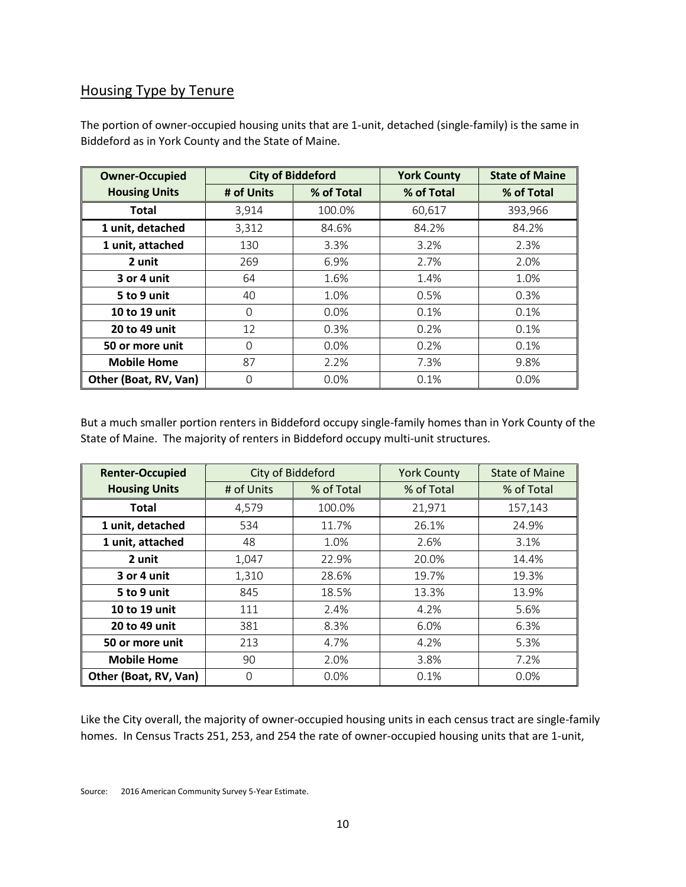## Housing Type by Tenure

The portion of owner-occupied housing units that are 1-unit, detached (single-family) is the same in Biddeford as in York County and the State of Maine.

| Owner-Occupied Housing Units | City of Biddeford | | York County | State of Maine |
|---|---|---|---|---|
| | # of Units | % of Total | % of Total | % of Total |
| **Total** | 3,914 | 100.0% | 60,617 | 393,966 |
| **1 unit, detached** | 3,312 | 84.6% | 84.2% | 84.2% |
| **1 unit, attached** | 130 | 3.3% | 3.2% | 2.3% |
| **2 unit** | 269 | 6.9% | 2.7% | 2.0% |
| **3 or 4 unit** | 64 | 1.6% | 1.4% | 1.0% |
| **5 to 9 unit** | 40 | 1.0% | 0.5% | 0.3% |
| **10 to 19 unit** | 0 | 0.0% | 0.1% | 0.1% |
| **20 to 49 unit** | 12 | 0.3% | 0.2% | 0.1% |
| **50 or more unit** | 0 | 0.0% | 0.2% | 0.1% |
| **Mobile Home** | 87 | 2.2% | 7.3% | 9.8% |
| **Other (Boat, RV, Van)** | 0 | 0.0% | 0.1% | 0.0% |

But a much smaller portion renters in Biddeford occupy single-family homes than in York County of the State of Maine. The majority of renters in Biddeford occupy multi-unit structures.

| Renter-Occupied Housing Units | City of Biddeford | | York County | State of Maine |
|---|---|---|---|---|
| | # of Units | % of Total | % of Total | % of Total |
| **Total** | 4,579 | 100.0% | 21,971 | 157,143 |
| **1 unit, detached** | 534 | 11.7% | 26.1% | 24.9% |
| **1 unit, attached** | 48 | 1.0% | 2.6% | 3.1% |
| **2 unit** | 1,047 | 22.9% | 20.0% | 14.4% |
| **3 or 4 unit** | 1,310 | 28.6% | 19.7% | 19.3% |
| **5 to 9 unit** | 845 | 18.5% | 13.3% | 13.9% |
| **10 to 19 unit** | 111 | 2.4% | 4.2% | 5.6% |
| **20 to 49 unit** | 381 | 8.3% | 6.0% | 6.3% |
| **50 or more unit** | 213 | 4.7% | 4.2% | 5.3% |
| **Mobile Home** | 90 | 2.0% | 3.8% | 7.2% |
| **Other (Boat, RV, Van)** | 0 | 0.0% | 0.1% | 0.0% |

Like the City overall, the majority of owner-occupied housing units in each census tract are single-family homes. In Census Tracts 251, 253, and 254 the rate of owner-occupied housing units that are 1-unit,

Source: 2016 American Community Survey 5-Year Estimate.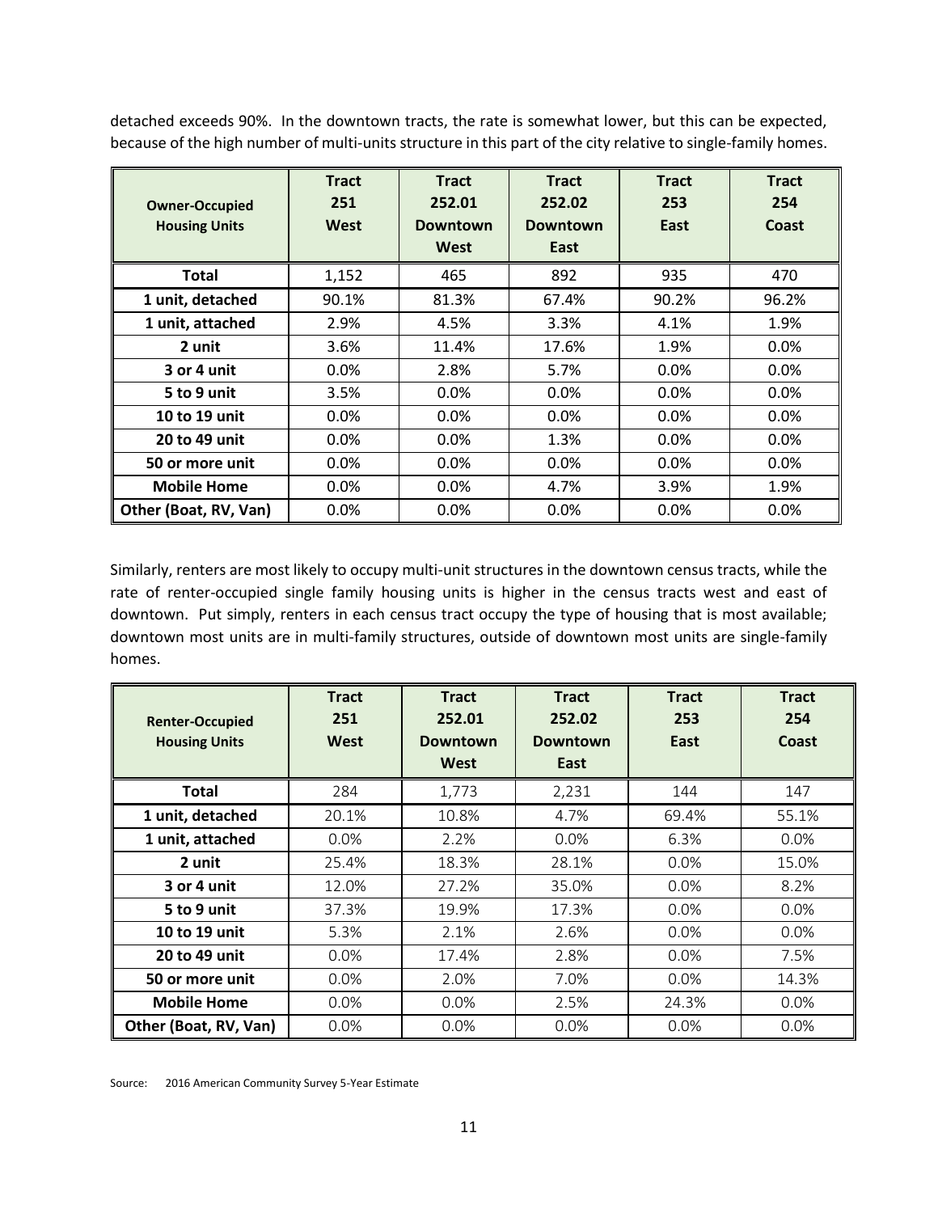detached exceeds 90%. In the downtown tracts, the rate is somewhat lower, but this can be expected, because of the high number of multi-units structure in this part of the city relative to single-family homes.

| Owner-Occupied Housing Units | Tract 251 West | Tract 252.01 Downtown West | Tract 252.02 Downtown East | Tract 253 East | Tract 254 Coast |
|---|---|---|---|---|---|
| **Total** | 1,152 | 465 | 892 | 935 | 470 |
| **1 unit, detached** | 90.1% | 81.3% | 67.4% | 90.2% | 96.2% |
| **1 unit, attached** | 2.9% | 4.5% | 3.3% | 4.1% | 1.9% |
| **2 unit** | 3.6% | 11.4% | 17.6% | 1.9% | 0.0% |
| **3 or 4 unit** | 0.0% | 2.8% | 5.7% | 0.0% | 0.0% |
| **5 to 9 unit** | 3.5% | 0.0% | 0.0% | 0.0% | 0.0% |
| **10 to 19 unit** | 0.0% | 0.0% | 0.0% | 0.0% | 0.0% |
| **20 to 49 unit** | 0.0% | 0.0% | 1.3% | 0.0% | 0.0% |
| **50 or more unit** | 0.0% | 0.0% | 0.0% | 0.0% | 0.0% |
| **Mobile Home** | 0.0% | 0.0% | 4.7% | 3.9% | 1.9% |
| **Other (Boat, RV, Van)** | 0.0% | 0.0% | 0.0% | 0.0% | 0.0% |

Similarly, renters are most likely to occupy multi-unit structures in the downtown census tracts, while the rate of renter-occupied single family housing units is higher in the census tracts west and east of downtown. Put simply, renters in each census tract occupy the type of housing that is most available; downtown most units are in multi-family structures, outside of downtown most units are single-family homes.

| Renter-Occupied Housing Units | Tract 251 West | Tract 252.01 Downtown West | Tract 252.02 Downtown East | Tract 253 East | Tract 254 Coast |
|---|---|---|---|---|---|
| **Total** | 284 | 1,773 | 2,231 | 144 | 147 |
| **1 unit, detached** | 20.1% | 10.8% | 4.7% | 69.4% | 55.1% |
| **1 unit, attached** | 0.0% | 2.2% | 0.0% | 6.3% | 0.0% |
| **2 unit** | 25.4% | 18.3% | 28.1% | 0.0% | 15.0% |
| **3 or 4 unit** | 12.0% | 27.2% | 35.0% | 0.0% | 8.2% |
| **5 to 9 unit** | 37.3% | 19.9% | 17.3% | 0.0% | 0.0% |
| **10 to 19 unit** | 5.3% | 2.1% | 2.6% | 0.0% | 0.0% |
| **20 to 49 unit** | 0.0% | 17.4% | 2.8% | 0.0% | 7.5% |
| **50 or more unit** | 0.0% | 2.0% | 7.0% | 0.0% | 14.3% |
| **Mobile Home** | 0.0% | 0.0% | 2.5% | 24.3% | 0.0% |
| **Other (Boat, RV, Van)** | 0.0% | 0.0% | 0.0% | 0.0% | 0.0% |

Source: 2016 American Community Survey 5-Year Estimate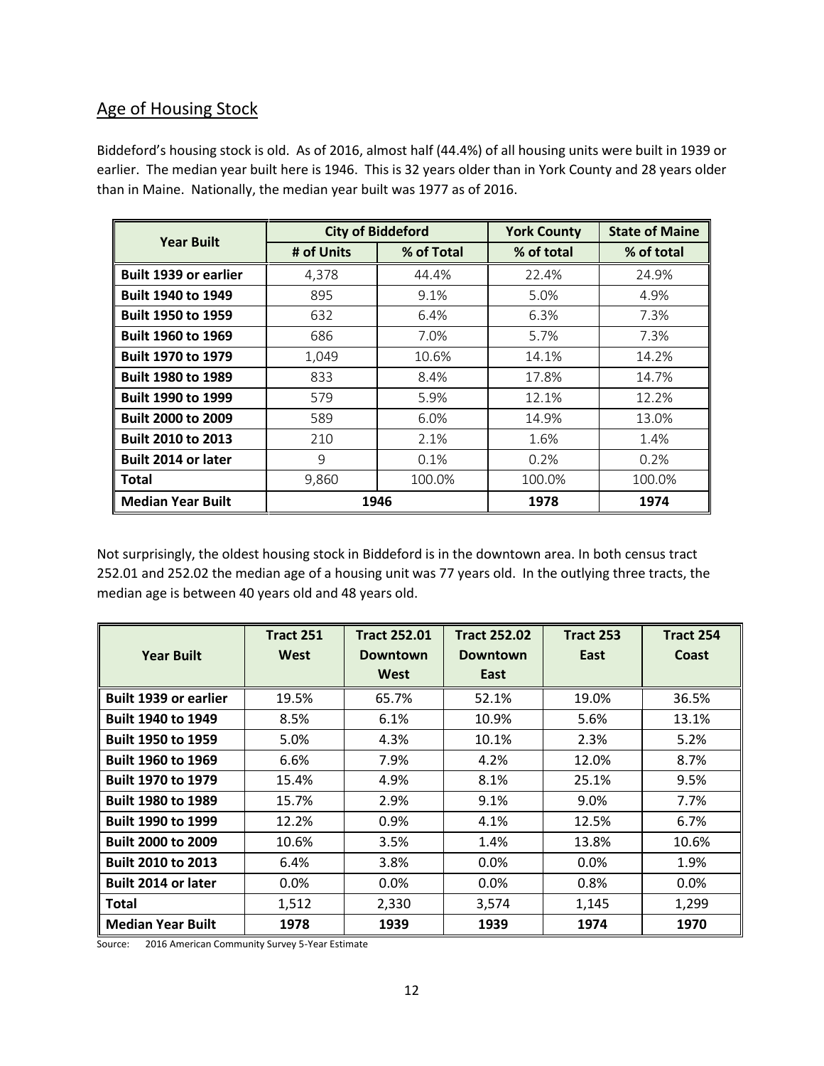## Age of Housing Stock

Biddeford's housing stock is old. As of 2016, almost half (44.4%) of all housing units were built in 1939 or earlier. The median year built here is 1946. This is 32 years older than in York County and 28 years older than in Maine. Nationally, the median year built was 1977 as of 2016.

| Year Built | City of Biddeford | | York County | State of Maine |
|---|---|---|---|---|
| | # of Units | % of Total | % of total | % of total |
| **Built 1939 or earlier** | 4,378 | 44.4% | 22.4% | 24.9% |
| **Built 1940 to 1949** | 895 | 9.1% | 5.0% | 4.9% |
| **Built 1950 to 1959** | 632 | 6.4% | 6.3% | 7.3% |
| **Built 1960 to 1969** | 686 | 7.0% | 5.7% | 7.3% |
| **Built 1970 to 1979** | 1,049 | 10.6% | 14.1% | 14.2% |
| **Built 1980 to 1989** | 833 | 8.4% | 17.8% | 14.7% |
| **Built 1990 to 1999** | 579 | 5.9% | 12.1% | 12.2% |
| **Built 2000 to 2009** | 589 | 6.0% | 14.9% | 13.0% |
| **Built 2010 to 2013** | 210 | 2.1% | 1.6% | 1.4% |
| **Built 2014 or later** | 9 | 0.1% | 0.2% | 0.2% |
| **Total** | 9,860 | 100.0% | 100.0% | 100.0% |
| **Median Year Built** | **1946** | | **1978** | **1974** |

Not surprisingly, the oldest housing stock in Biddeford is in the downtown area. In both census tract 252.01 and 252.02 the median age of a housing unit was 77 years old. In the outlying three tracts, the median age is between 40 years old and 48 years old.

| Year Built | Tract 251 West | Tract 252.01 Downtown West | Tract 252.02 Downtown East | Tract 253 East | Tract 254 Coast |
|---|---|---|---|---|---|
| **Built 1939 or earlier** | 19.5% | 65.7% | 52.1% | 19.0% | 36.5% |
| **Built 1940 to 1949** | 8.5% | 6.1% | 10.9% | 5.6% | 13.1% |
| **Built 1950 to 1959** | 5.0% | 4.3% | 10.1% | 2.3% | 5.2% |
| **Built 1960 to 1969** | 6.6% | 7.9% | 4.2% | 12.0% | 8.7% |
| **Built 1970 to 1979** | 15.4% | 4.9% | 8.1% | 25.1% | 9.5% |
| **Built 1980 to 1989** | 15.7% | 2.9% | 9.1% | 9.0% | 7.7% |
| **Built 1990 to 1999** | 12.2% | 0.9% | 4.1% | 12.5% | 6.7% |
| **Built 2000 to 2009** | 10.6% | 3.5% | 1.4% | 13.8% | 10.6% |
| **Built 2010 to 2013** | 6.4% | 3.8% | 0.0% | 0.0% | 1.9% |
| **Built 2014 or later** | 0.0% | 0.0% | 0.0% | 0.8% | 0.0% |
| **Total** | 1,512 | 2,330 | 3,574 | 1,145 | 1,299 |
| **Median Year Built** | **1978** | **1939** | **1939** | **1974** | **1970** |

Source: 2016 American Community Survey 5-Year Estimate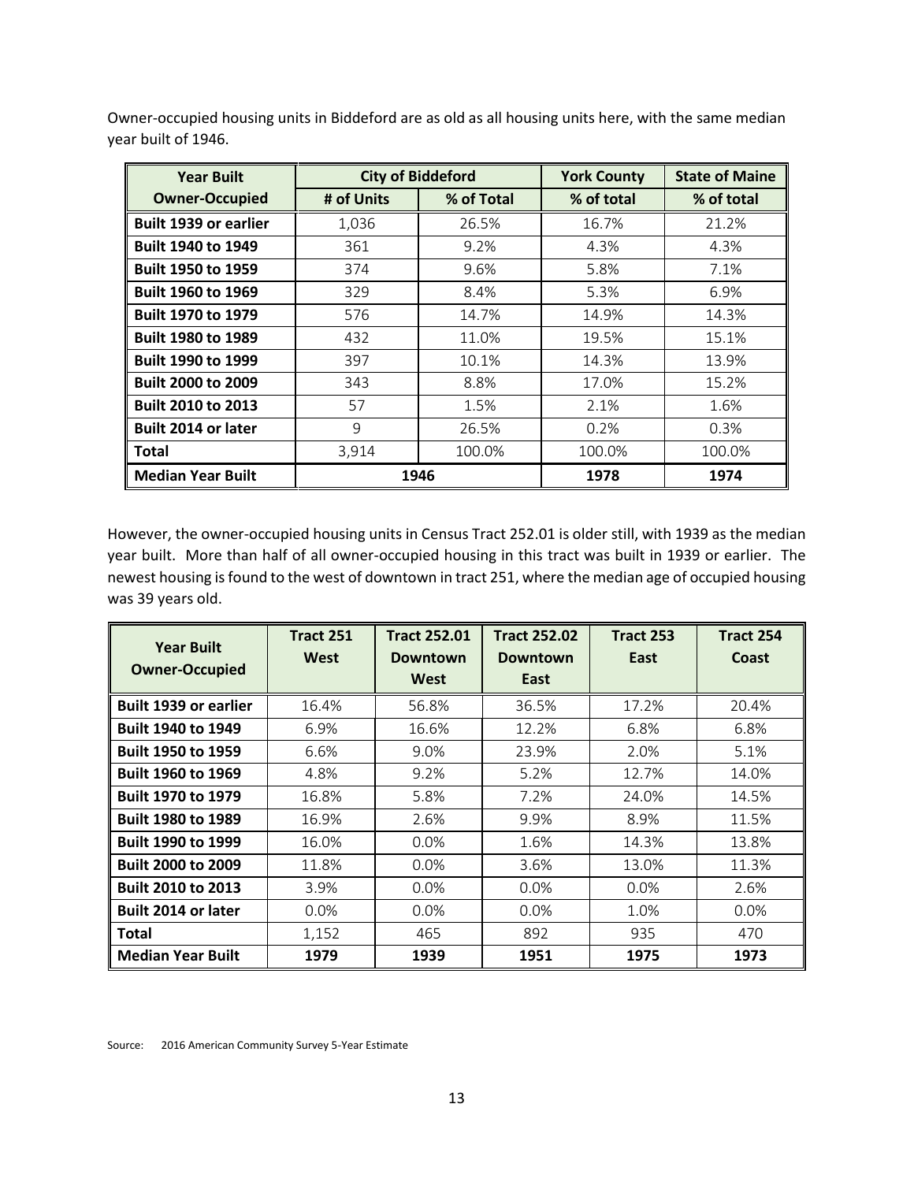Owner-occupied housing units in Biddeford are as old as all housing units here, with the same median year built of 1946.

| Year Built Owner-Occupied | City of Biddeford | | York County | State of Maine |
|---|---|---|---|---|
| | # of Units | % of Total | % of total | % of total |
| **Built 1939 or earlier** | 1,036 | 26.5% | 16.7% | 21.2% |
| **Built 1940 to 1949** | 361 | 9.2% | 4.3% | 4.3% |
| **Built 1950 to 1959** | 374 | 9.6% | 5.8% | 7.1% |
| **Built 1960 to 1969** | 329 | 8.4% | 5.3% | 6.9% |
| **Built 1970 to 1979** | 576 | 14.7% | 14.9% | 14.3% |
| **Built 1980 to 1989** | 432 | 11.0% | 19.5% | 15.1% |
| **Built 1990 to 1999** | 397 | 10.1% | 14.3% | 13.9% |
| **Built 2000 to 2009** | 343 | 8.8% | 17.0% | 15.2% |
| **Built 2010 to 2013** | 57 | 1.5% | 2.1% | 1.6% |
| **Built 2014 or later** | 9 | 26.5% | 0.2% | 0.3% |
| **Total** | 3,914 | 100.0% | 100.0% | 100.0% |
| **Median Year Built** | **1946** | | **1978** | **1974** |

However, the owner-occupied housing units in Census Tract 252.01 is older still, with 1939 as the median year built. More than half of all owner-occupied housing in this tract was built in 1939 or earlier. The newest housing is found to the west of downtown in tract 251, where the median age of occupied housing was 39 years old.

| Year Built Owner-Occupied | Tract 251 West | Tract 252.01 Downtown West | Tract 252.02 Downtown East | Tract 253 East | Tract 254 Coast |
|---|---|---|---|---|---|
| **Built 1939 or earlier** | 16.4% | 56.8% | 36.5% | 17.2% | 20.4% |
| **Built 1940 to 1949** | 6.9% | 16.6% | 12.2% | 6.8% | 6.8% |
| **Built 1950 to 1959** | 6.6% | 9.0% | 23.9% | 2.0% | 5.1% |
| **Built 1960 to 1969** | 4.8% | 9.2% | 5.2% | 12.7% | 14.0% |
| **Built 1970 to 1979** | 16.8% | 5.8% | 7.2% | 24.0% | 14.5% |
| **Built 1980 to 1989** | 16.9% | 2.6% | 9.9% | 8.9% | 11.5% |
| **Built 1990 to 1999** | 16.0% | 0.0% | 1.6% | 14.3% | 13.8% |
| **Built 2000 to 2009** | 11.8% | 0.0% | 3.6% | 13.0% | 11.3% |
| **Built 2010 to 2013** | 3.9% | 0.0% | 0.0% | 0.0% | 2.6% |
| **Built 2014 or later** | 0.0% | 0.0% | 0.0% | 1.0% | 0.0% |
| **Total** | 1,152 | 465 | 892 | 935 | 470 |
| **Median Year Built** | **1979** | **1939** | **1951** | **1975** | **1973** |

Source: 2016 American Community Survey 5-Year Estimate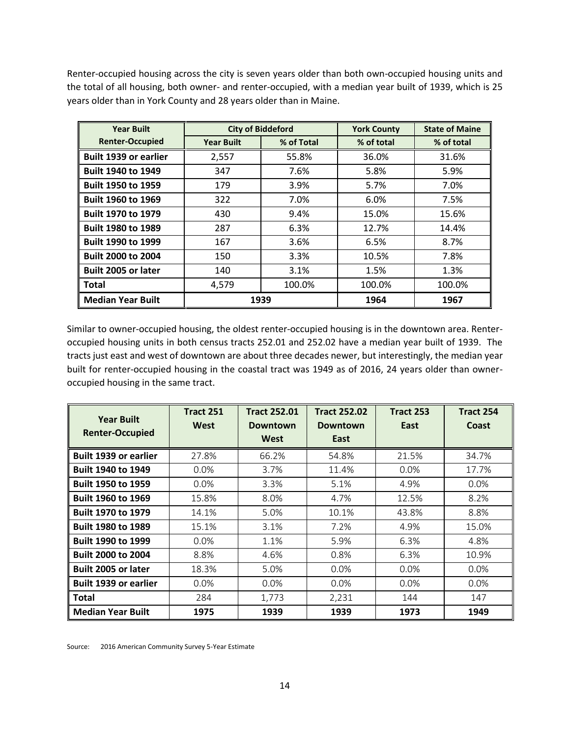Renter-occupied housing across the city is seven years older than both own-occupied housing units and the total of all housing, both owner- and renter-occupied, with a median year built of 1939, which is 25 years older than in York County and 28 years older than in Maine.

| Year Built Renter-Occupied | City of Biddeford | | York County | State of Maine |
|---|---|---|---|---|
| | Year Built | % of Total | % of total | % of total |
| **Built 1939 or earlier** | 2,557 | 55.8% | 36.0% | 31.6% |
| **Built 1940 to 1949** | 347 | 7.6% | 5.8% | 5.9% |
| **Built 1950 to 1959** | 179 | 3.9% | 5.7% | 7.0% |
| **Built 1960 to 1969** | 322 | 7.0% | 6.0% | 7.5% |
| **Built 1970 to 1979** | 430 | 9.4% | 15.0% | 15.6% |
| **Built 1980 to 1989** | 287 | 6.3% | 12.7% | 14.4% |
| **Built 1990 to 1999** | 167 | 3.6% | 6.5% | 8.7% |
| **Built 2000 to 2004** | 150 | 3.3% | 10.5% | 7.8% |
| **Built 2005 or later** | 140 | 3.1% | 1.5% | 1.3% |
| **Total** | 4,579 | 100.0% | 100.0% | 100.0% |
| **Median Year Built** | **1939** | | **1964** | **1967** |

Similar to owner-occupied housing, the oldest renter-occupied housing is in the downtown area. Renter-occupied housing units in both census tracts 252.01 and 252.02 have a median year built of 1939. The tracts just east and west of downtown are about three decades newer, but interestingly, the median year built for renter-occupied housing in the coastal tract was 1949 as of 2016, 24 years older than owner-occupied housing in the same tract.

| Year Built Renter-Occupied | Tract 251 West | Tract 252.01 Downtown West | Tract 252.02 Downtown East | Tract 253 East | Tract 254 Coast |
|---|---|---|---|---|---|
| **Built 1939 or earlier** | 27.8% | 66.2% | 54.8% | 21.5% | 34.7% |
| **Built 1940 to 1949** | 0.0% | 3.7% | 11.4% | 0.0% | 17.7% |
| **Built 1950 to 1959** | 0.0% | 3.3% | 5.1% | 4.9% | 0.0% |
| **Built 1960 to 1969** | 15.8% | 8.0% | 4.7% | 12.5% | 8.2% |
| **Built 1970 to 1979** | 14.1% | 5.0% | 10.1% | 43.8% | 8.8% |
| **Built 1980 to 1989** | 15.1% | 3.1% | 7.2% | 4.9% | 15.0% |
| **Built 1990 to 1999** | 0.0% | 1.1% | 5.9% | 6.3% | 4.8% |
| **Built 2000 to 2004** | 8.8% | 4.6% | 0.8% | 6.3% | 10.9% |
| **Built 2005 or later** | 18.3% | 5.0% | 0.0% | 0.0% | 0.0% |
| **Built 1939 or earlier** | 0.0% | 0.0% | 0.0% | 0.0% | 0.0% |
| **Total** | 284 | 1,773 | 2,231 | 144 | 147 |
| **Median Year Built** | **1975** | **1939** | **1939** | **1973** | **1949** |

Source: 2016 American Community Survey 5-Year Estimate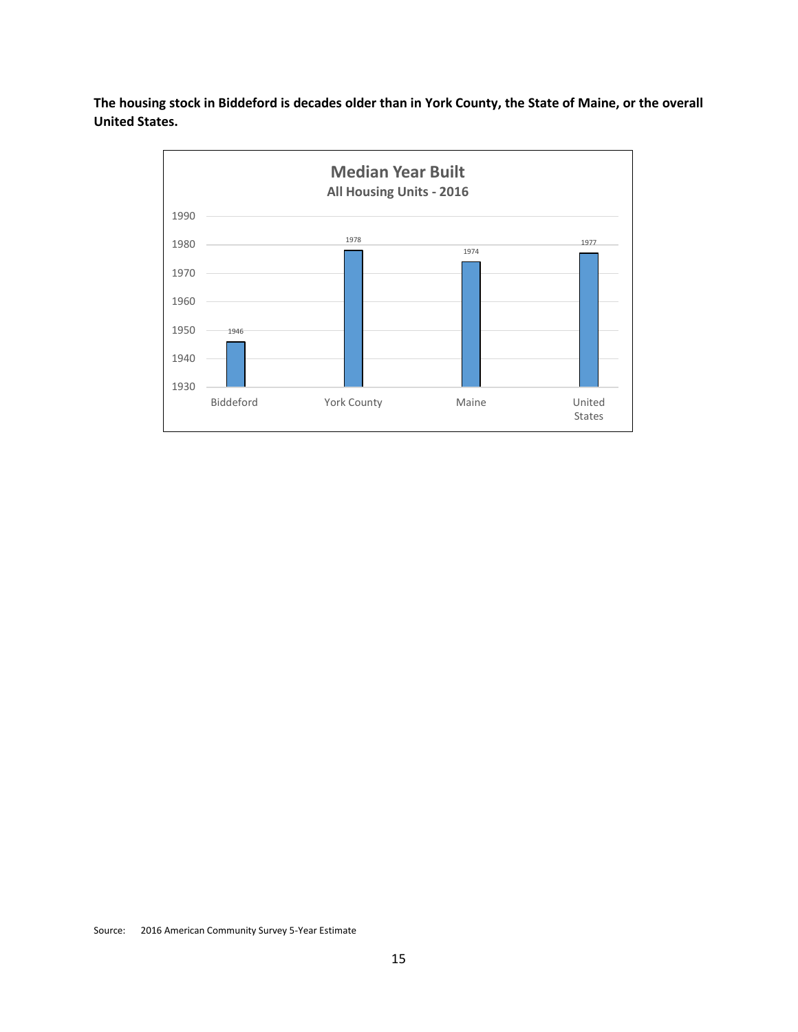**The housing stock in Biddeford is decades older than in York County, the State of Maine, or the overall United States.**

**Median Year Built**
**All Housing Units - 2016**

| | Median Year Built |
|---|---|
| Biddeford | 1946 |
| York County | 1978 |
| Maine | 1974 |
| United States | 1977 |

Source: 2016 American Community Survey 5-Year Estimate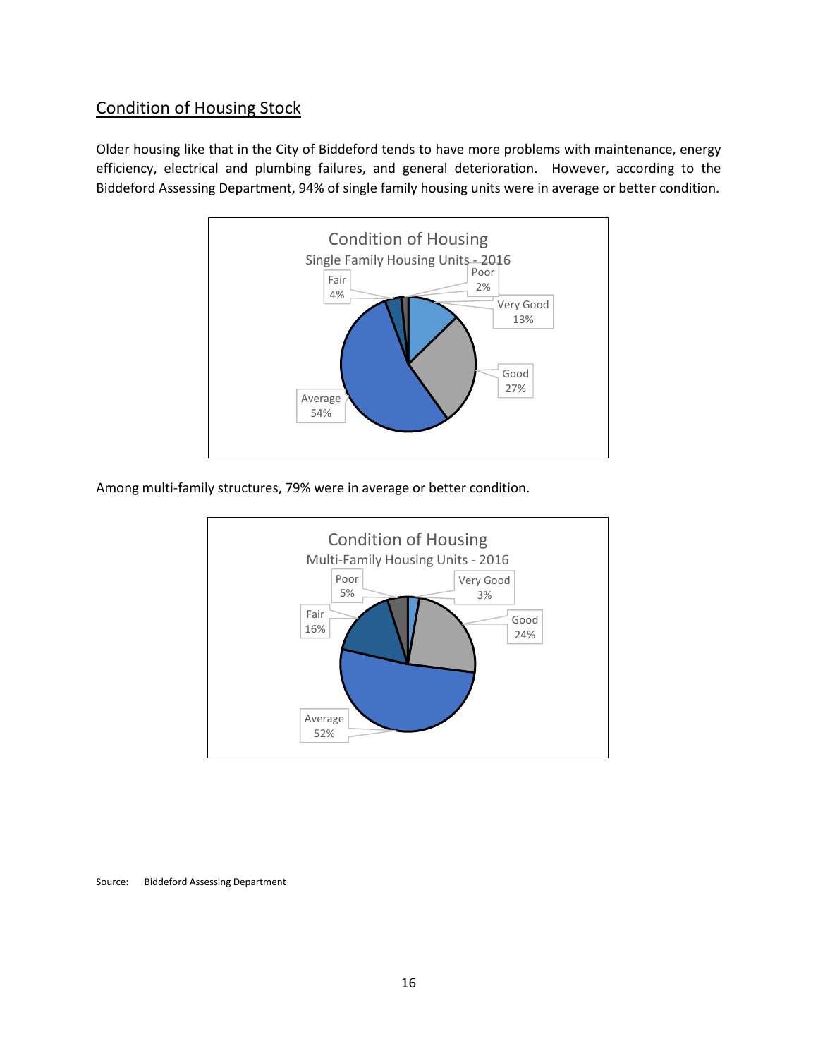## Condition of Housing Stock

Older housing like that in the City of Biddeford tends to have more problems with maintenance, energy efficiency, electrical and plumbing failures, and general deterioration. However, according to the Biddeford Assessing Department, 94% of single family housing units were in average or better condition.

**Condition of Housing**
Single Family Housing Units - 2016

| Condition | Percent |
|---|---|
| Very Good | 13% |
| Good | 27% |
| Average | 54% |
| Fair | 4% |
| Poor | 2% |

Among multi-family structures, 79% were in average or better condition.

**Condition of Housing**
Multi-Family Housing Units - 2016

| Condition | Percent |
|---|---|
| Very Good | 3% |
| Good | 24% |
| Average | 52% |
| Fair | 16% |
| Poor | 5% |

Source: Biddeford Assessing Department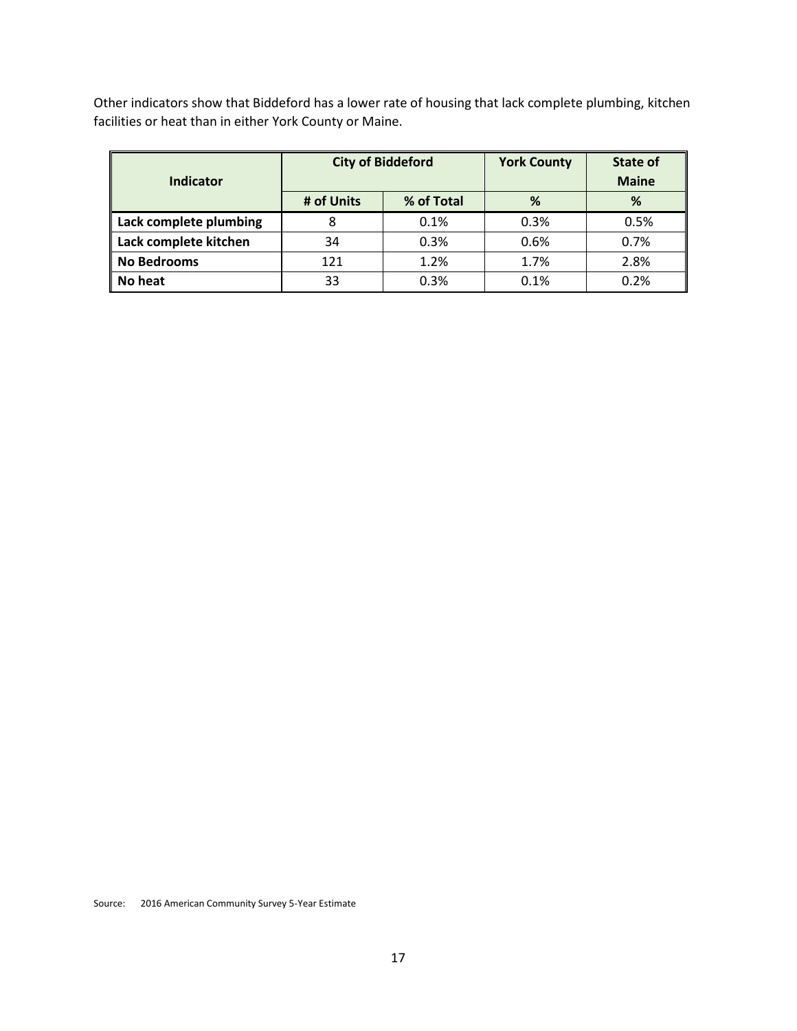Other indicators show that Biddeford has a lower rate of housing that lack complete plumbing, kitchen facilities or heat than in either York County or Maine.

| Indicator | City of Biddeford | | York County | State of Maine |
|---|---|---|---|---|
| | # of Units | % of Total | % | % |
| Lack complete plumbing | 8 | 0.1% | 0.3% | 0.5% |
| Lack complete kitchen | 34 | 0.3% | 0.6% | 0.7% |
| No Bedrooms | 121 | 1.2% | 1.7% | 2.8% |
| No heat | 33 | 0.3% | 0.1% | 0.2% |

Source: 2016 American Community Survey 5-Year Estimate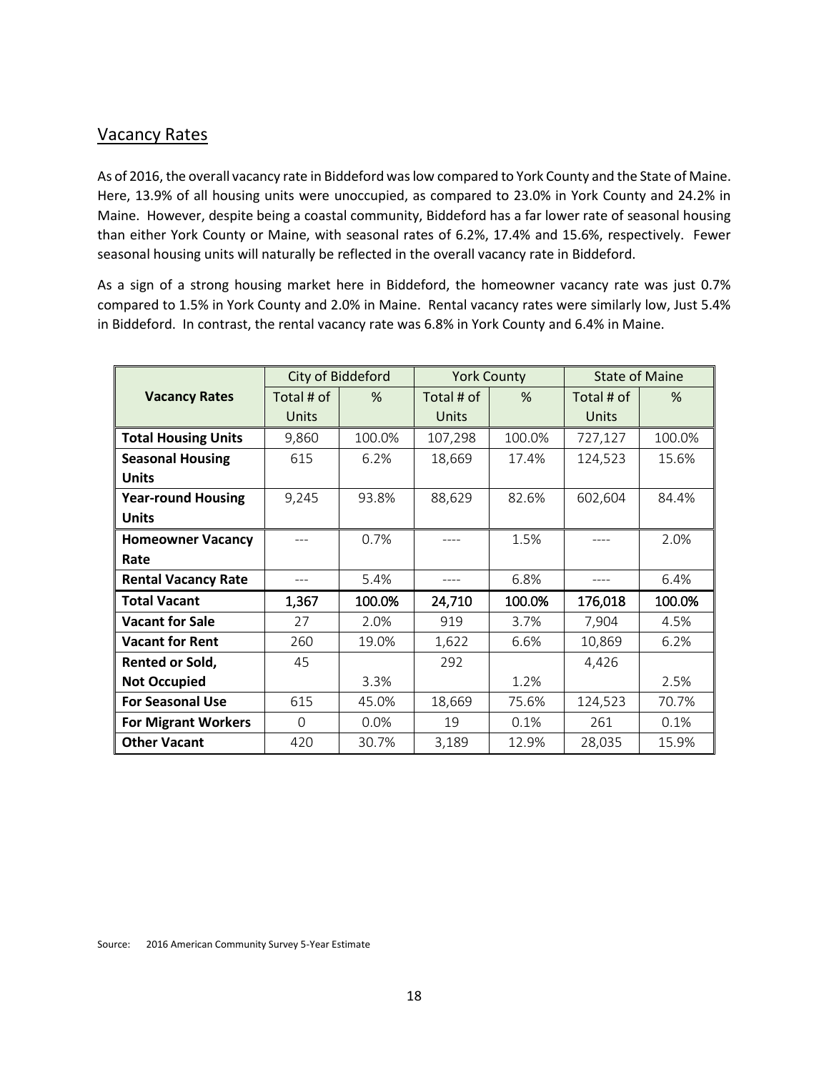## Vacancy Rates

As of 2016, the overall vacancy rate in Biddeford was low compared to York County and the State of Maine. Here, 13.9% of all housing units were unoccupied, as compared to 23.0% in York County and 24.2% in Maine. However, despite being a coastal community, Biddeford has a far lower rate of seasonal housing than either York County or Maine, with seasonal rates of 6.2%, 17.4% and 15.6%, respectively. Fewer seasonal housing units will naturally be reflected in the overall vacancy rate in Biddeford.

As a sign of a strong housing market here in Biddeford, the homeowner vacancy rate was just 0.7% compared to 1.5% in York County and 2.0% in Maine. Rental vacancy rates were similarly low, Just 5.4% in Biddeford. In contrast, the rental vacancy rate was 6.8% in York County and 6.4% in Maine.

| Vacancy Rates | City of Biddeford | | York County | | State of Maine | |
|---|---|---|---|---|---|---|
| | Total # of Units | % | Total # of Units | % | Total # of Units | % |
| **Total Housing Units** | 9,860 | 100.0% | 107,298 | 100.0% | 727,127 | 100.0% |
| **Seasonal Housing Units** | 615 | 6.2% | 18,669 | 17.4% | 124,523 | 15.6% |
| **Year-round Housing Units** | 9,245 | 93.8% | 88,629 | 82.6% | 602,604 | 84.4% |
| **Homeowner Vacancy Rate** | --- | 0.7% | ---- | 1.5% | ---- | 2.0% |
| **Rental Vacancy Rate** | --- | 5.4% | ---- | 6.8% | ---- | 6.4% |
| **Total Vacant** | 1,367 | 100.0% | 24,710 | 100.0% | 176,018 | 100.0% |
| **Vacant for Sale** | 27 | 2.0% | 919 | 3.7% | 7,904 | 4.5% |
| **Vacant for Rent** | 260 | 19.0% | 1,622 | 6.6% | 10,869 | 6.2% |
| **Rented or Sold, Not Occupied** | 45 | 3.3% | 292 | 1.2% | 4,426 | 2.5% |
| **For Seasonal Use** | 615 | 45.0% | 18,669 | 75.6% | 124,523 | 70.7% |
| **For Migrant Workers** | 0 | 0.0% | 19 | 0.1% | 261 | 0.1% |
| **Other Vacant** | 420 | 30.7% | 3,189 | 12.9% | 28,035 | 15.9% |

Source: 2016 American Community Survey 5-Year Estimate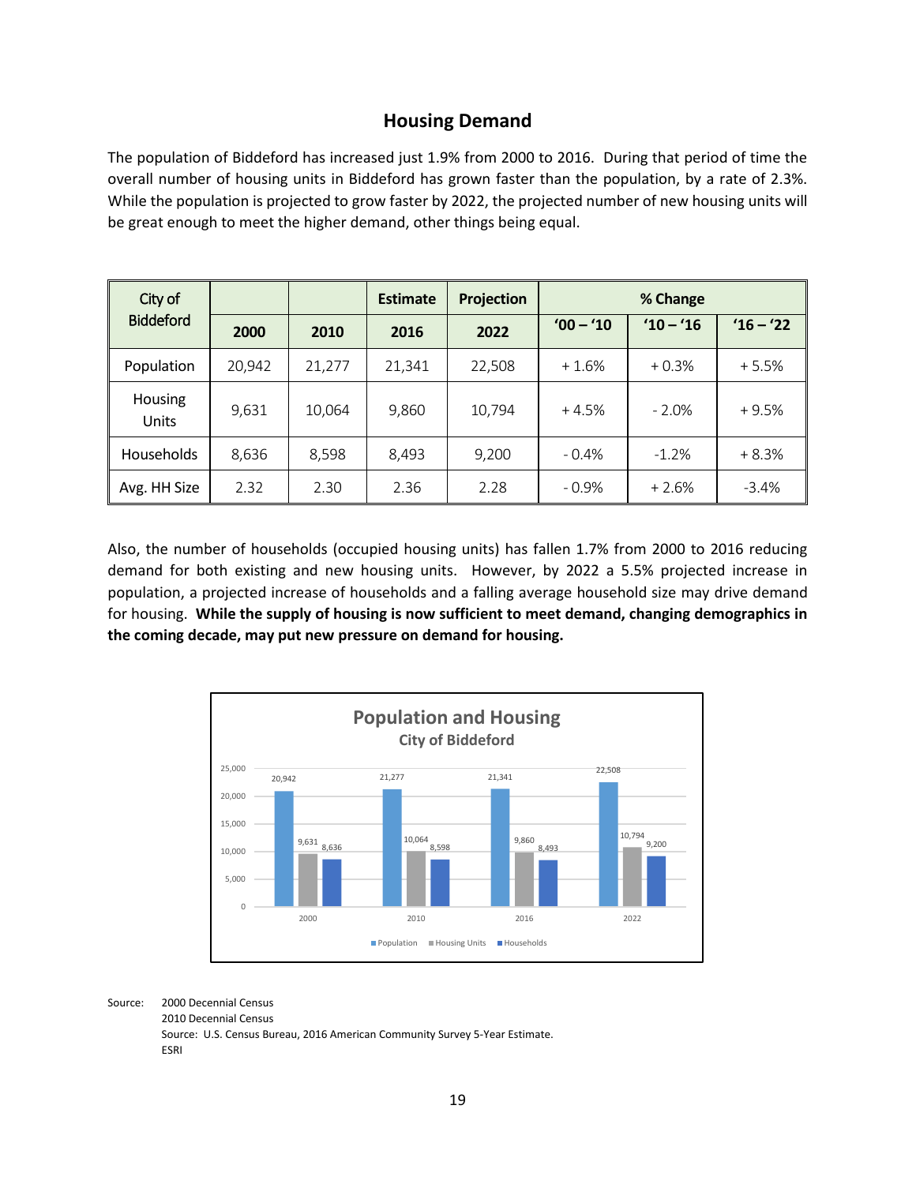## Housing Demand

The population of Biddeford has increased just 1.9% from 2000 to 2016. During that period of time the overall number of housing units in Biddeford has grown faster than the population, by a rate of 2.3%. While the population is projected to grow faster by 2022, the projected number of new housing units will be great enough to meet the higher demand, other things being equal.

| City of Biddeford | | | Estimate | Projection | % Change | | |
|---|---|---|---|---|---|---|---|
| | 2000 | 2010 | 2016 | 2022 | '00 – '10 | '10 – '16 | '16 – '22 |
| Population | 20,942 | 21,277 | 21,341 | 22,508 | + 1.6% | + 0.3% | + 5.5% |
| Housing Units | 9,631 | 10,064 | 9,860 | 10,794 | + 4.5% | - 2.0% | + 9.5% |
| Households | 8,636 | 8,598 | 8,493 | 9,200 | - 0.4% | -1.2% | + 8.3% |
| Avg. HH Size | 2.32 | 2.30 | 2.36 | 2.28 | - 0.9% | + 2.6% | -3.4% |

Also, the number of households (occupied housing units) has fallen 1.7% from 2000 to 2016 reducing demand for both existing and new housing units. However, by 2022 a 5.5% projected increase in population, a projected increase of households and a falling average household size may drive demand for housing. **While the supply of housing is now sufficient to meet demand, changing demographics in the coming decade, may put new pressure on demand for housing.**

**Population and Housing**
**City of Biddeford**

| | Population | Housing Units | Households |
|---|---|---|---|
| 2000 | 20,942 | 9,631 | 8,636 |
| 2010 | 21,277 | 10,064 | 8,598 |
| 2016 | 21,341 | 9,860 | 8,493 |
| 2022 | 22,508 | 10,794 | 9,200 |

Source: 2000 Decennial Census
2010 Decennial Census
Source: U.S. Census Bureau, 2016 American Community Survey 5-Year Estimate.
ESRI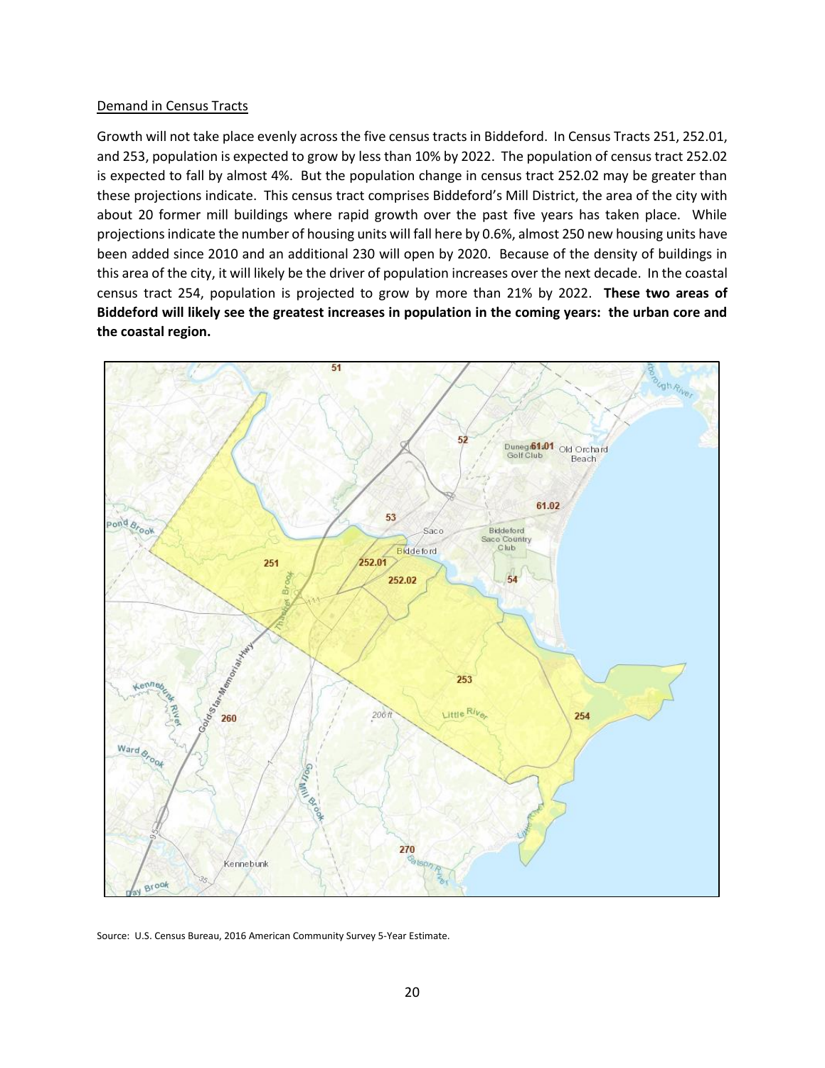Demand in Census Tracts

Growth will not take place evenly across the five census tracts in Biddeford. In Census Tracts 251, 252.01, and 253, population is expected to grow by less than 10% by 2022. The population of census tract 252.02 is expected to fall by almost 4%. But the population change in census tract 252.02 may be greater than these projections indicate. This census tract comprises Biddeford's Mill District, the area of the city with about 20 former mill buildings where rapid growth over the past five years has taken place. While projections indicate the number of housing units will fall here by 0.6%, almost 250 new housing units have been added since 2010 and an additional 230 will open by 2020. Because of the density of buildings in this area of the city, it will likely be the driver of population increases over the next decade. In the coastal census tract 254, population is projected to grow by more than 21% by 2022. **These two areas of Biddeford will likely see the greatest increases in population in the coming years: the urban core and the coastal region.**

Source: U.S. Census Bureau, 2016 American Community Survey 5-Year Estimate.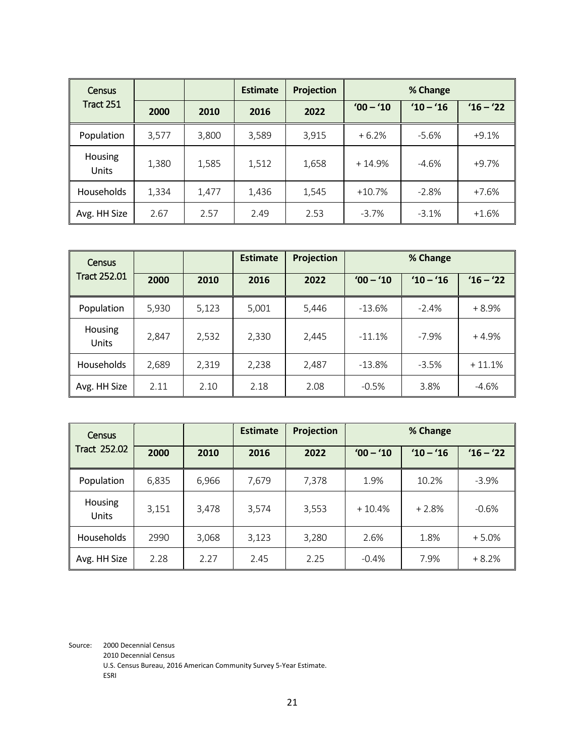| Census Tract 251 | | | Estimate | Projection | % Change | | |
|---|---|---|---|---|---|---|---|
| | 2000 | 2010 | 2016 | 2022 | '00 – '10 | '10 – '16 | '16 – '22 |
| Population | 3,577 | 3,800 | 3,589 | 3,915 | + 6.2% | -5.6% | +9.1% |
| Housing Units | 1,380 | 1,585 | 1,512 | 1,658 | + 14.9% | -4.6% | +9.7% |
| Households | 1,334 | 1,477 | 1,436 | 1,545 | +10.7% | -2.8% | +7.6% |
| Avg. HH Size | 2.67 | 2.57 | 2.49 | 2.53 | -3.7% | -3.1% | +1.6% |

| Census Tract 252.01 | | | Estimate | Projection | % Change | | |
|---|---|---|---|---|---|---|---|
| | 2000 | 2010 | 2016 | 2022 | '00 – '10 | '10 – '16 | '16 – '22 |
| Population | 5,930 | 5,123 | 5,001 | 5,446 | -13.6% | -2.4% | + 8.9% |
| Housing Units | 2,847 | 2,532 | 2,330 | 2,445 | -11.1% | -7.9% | + 4.9% |
| Households | 2,689 | 2,319 | 2,238 | 2,487 | -13.8% | -3.5% | + 11.1% |
| Avg. HH Size | 2.11 | 2.10 | 2.18 | 2.08 | -0.5% | 3.8% | -4.6% |

| Census Tract 252.02 | | | Estimate | Projection | % Change | | |
|---|---|---|---|---|---|---|---|
| | 2000 | 2010 | 2016 | 2022 | '00 – '10 | '10 – '16 | '16 – '22 |
| Population | 6,835 | 6,966 | 7,679 | 7,378 | 1.9% | 10.2% | -3.9% |
| Housing Units | 3,151 | 3,478 | 3,574 | 3,553 | + 10.4% | + 2.8% | -0.6% |
| Households | 2990 | 3,068 | 3,123 | 3,280 | 2.6% | 1.8% | + 5.0% |
| Avg. HH Size | 2.28 | 2.27 | 2.45 | 2.25 | -0.4% | 7.9% | + 8.2% |

Source: 2000 Decennial Census
2010 Decennial Census
U.S. Census Bureau, 2016 American Community Survey 5-Year Estimate.
ESRI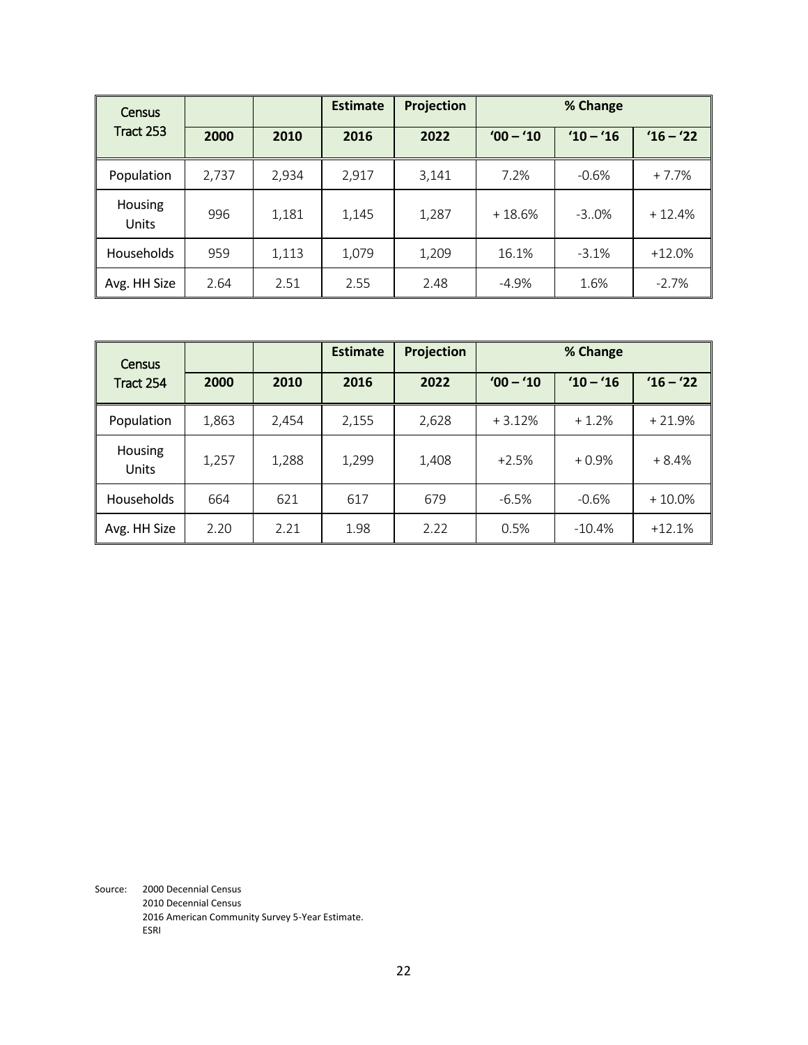| Census Tract 253 | | | Estimate | Projection | % Change | | |
|---|---|---|---|---|---|---|---|
| | 2000 | 2010 | 2016 | 2022 | '00 – '10 | '10 – '16 | '16 – '22 |
| Population | 2,737 | 2,934 | 2,917 | 3,141 | 7.2% | -0.6% | + 7.7% |
| Housing Units | 996 | 1,181 | 1,145 | 1,287 | + 18.6% | -3..0% | + 12.4% |
| Households | 959 | 1,113 | 1,079 | 1,209 | 16.1% | -3.1% | +12.0% |
| Avg. HH Size | 2.64 | 2.51 | 2.55 | 2.48 | -4.9% | 1.6% | -2.7% |

| Census Tract 254 | | | Estimate | Projection | % Change | | |
|---|---|---|---|---|---|---|---|
| | 2000 | 2010 | 2016 | 2022 | '00 – '10 | '10 – '16 | '16 – '22 |
| Population | 1,863 | 2,454 | 2,155 | 2,628 | + 3.12% | + 1.2% | + 21.9% |
| Housing Units | 1,257 | 1,288 | 1,299 | 1,408 | +2.5% | + 0.9% | + 8.4% |
| Households | 664 | 621 | 617 | 679 | -6.5% | -0.6% | + 10.0% |
| Avg. HH Size | 2.20 | 2.21 | 1.98 | 2.22 | 0.5% | -10.4% | +12.1% |

Source: 2000 Decennial Census
2010 Decennial Census
2016 American Community Survey 5-Year Estimate.
ESRI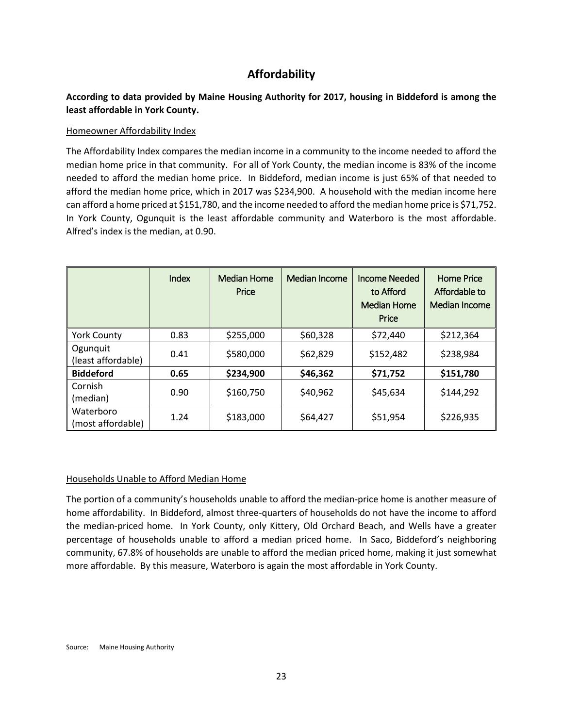## Affordability

**According to data provided by Maine Housing Authority for 2017, housing in Biddeford is among the least affordable in York County.**

Homeowner Affordability Index

The Affordability Index compares the median income in a community to the income needed to afford the median home price in that community. For all of York County, the median income is 83% of the income needed to afford the median home price. In Biddeford, median income is just 65% of that needed to afford the median home price, which in 2017 was $234,900. A household with the median income here can afford a home priced at $151,780, and the income needed to afford the median home price is $71,752. In York County, Ogunquit is the least affordable community and Waterboro is the most affordable. Alfred's index is the median, at 0.90.

| | Index | Median Home Price | Median Income | Income Needed to Afford Median Home Price | Home Price Affordable to Median Income |
|---|---|---|---|---|---|
| York County | 0.83 | $255,000 | $60,328 | $72,440 | $212,364 |
| Ogunquit (least affordable) | 0.41 | $580,000 | $62,829 | $152,482 | $238,984 |
| **Biddeford** | **0.65** | **$234,900** | **$46,362** | **$71,752** | **$151,780** |
| Cornish (median) | 0.90 | $160,750 | $40,962 | $45,634 | $144,292 |
| Waterboro (most affordable) | 1.24 | $183,000 | $64,427 | $51,954 | $226,935 |

Households Unable to Afford Median Home

The portion of a community's households unable to afford the median-price home is another measure of home affordability. In Biddeford, almost three-quarters of households do not have the income to afford the median-priced home. In York County, only Kittery, Old Orchard Beach, and Wells have a greater percentage of households unable to afford a median priced home. In Saco, Biddeford's neighboring community, 67.8% of households are unable to afford the median priced home, making it just somewhat more affordable. By this measure, Waterboro is again the most affordable in York County.

Source: Maine Housing Authority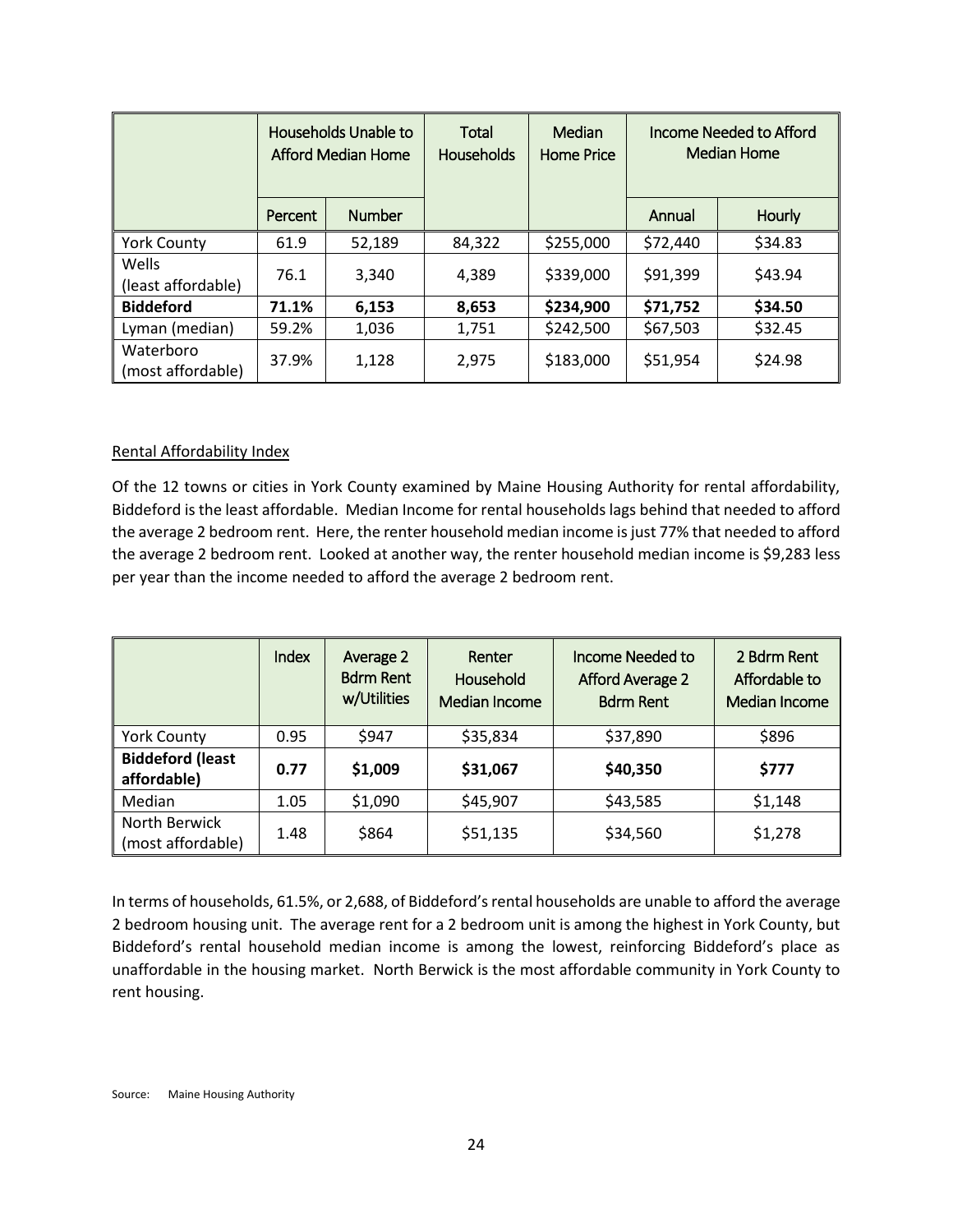| | Households Unable to Afford Median Home | | Total Households | Median Home Price | Income Needed to Afford Median Home | |
|---|---|---|---|---|---|---|
| | Percent | Number | | | Annual | Hourly |
| York County | 61.9 | 52,189 | 84,322 | $255,000 | $72,440 | $34.83 |
| Wells (least affordable) | 76.1 | 3,340 | 4,389 | $339,000 | $91,399 | $43.94 |
| **Biddeford** | **71.1%** | **6,153** | **8,653** | **$234,900** | **$71,752** | **$34.50** |
| Lyman (median) | 59.2% | 1,036 | 1,751 | $242,500 | $67,503 | $32.45 |
| Waterboro (most affordable) | 37.9% | 1,128 | 2,975 | $183,000 | $51,954 | $24.98 |

<u>Rental Affordability Index</u>

Of the 12 towns or cities in York County examined by Maine Housing Authority for rental affordability, Biddeford is the least affordable. Median Income for rental households lags behind that needed to afford the average 2 bedroom rent. Here, the renter household median income is just 77% that needed to afford the average 2 bedroom rent. Looked at another way, the renter household median income is $9,283 less per year than the income needed to afford the average 2 bedroom rent.

| | Index | Average 2 Bdrm Rent w/Utilities | Renter Household Median Income | Income Needed to Afford Average 2 Bdrm Rent | 2 Bdrm Rent Affordable to Median Income |
|---|---|---|---|---|---|
| York County | 0.95 | $947 | $35,834 | $37,890 | $896 |
| **Biddeford (least affordable)** | **0.77** | **$1,009** | **$31,067** | **$40,350** | **$777** |
| Median | 1.05 | $1,090 | $45,907 | $43,585 | $1,148 |
| North Berwick (most affordable) | 1.48 | $864 | $51,135 | $34,560 | $1,278 |

In terms of households, 61.5%, or 2,688, of Biddeford's rental households are unable to afford the average 2 bedroom housing unit. The average rent for a 2 bedroom unit is among the highest in York County, but Biddeford's rental household median income is among the lowest, reinforcing Biddeford's place as unaffordable in the housing market. North Berwick is the most affordable community in York County to rent housing.

Source: Maine Housing Authority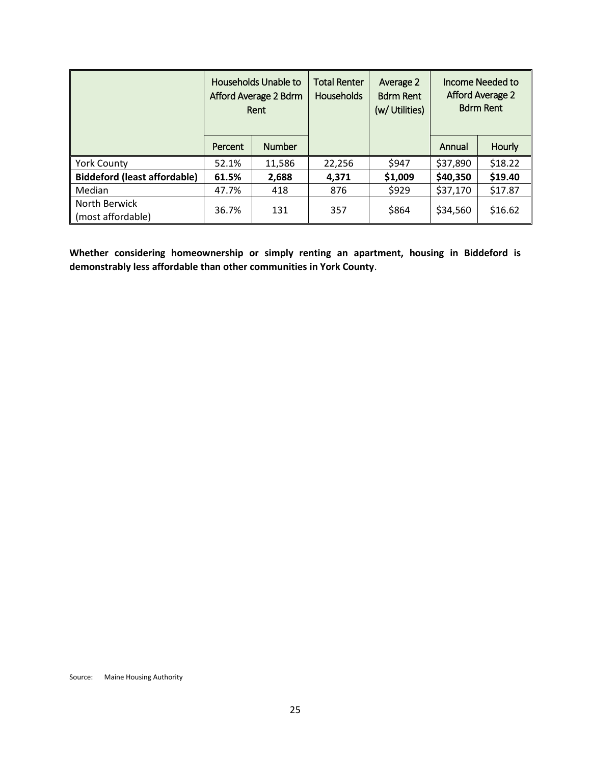| | Households Unable to Afford Average 2 Bdrm Rent | | Total Renter Households | Average 2 Bdrm Rent (w/ Utilities) | Income Needed to Afford Average 2 Bdrm Rent | |
|---|---|---|---|---|---|---|
| | Percent | Number | | | Annual | Hourly |
| York County | 52.1% | 11,586 | 22,256 | $947 | $37,890 | $18.22 |
| **Biddeford (least affordable)** | **61.5%** | **2,688** | **4,371** | **$1,009** | **$40,350** | **$19.40** |
| Median | 47.7% | 418 | 876 | $929 | $37,170 | $17.87 |
| North Berwick (most affordable) | 36.7% | 131 | 357 | $864 | $34,560 | $16.62 |

**Whether considering homeownership or simply renting an apartment, housing in Biddeford is demonstrably less affordable than other communities in York County**.

Source: Maine Housing Authority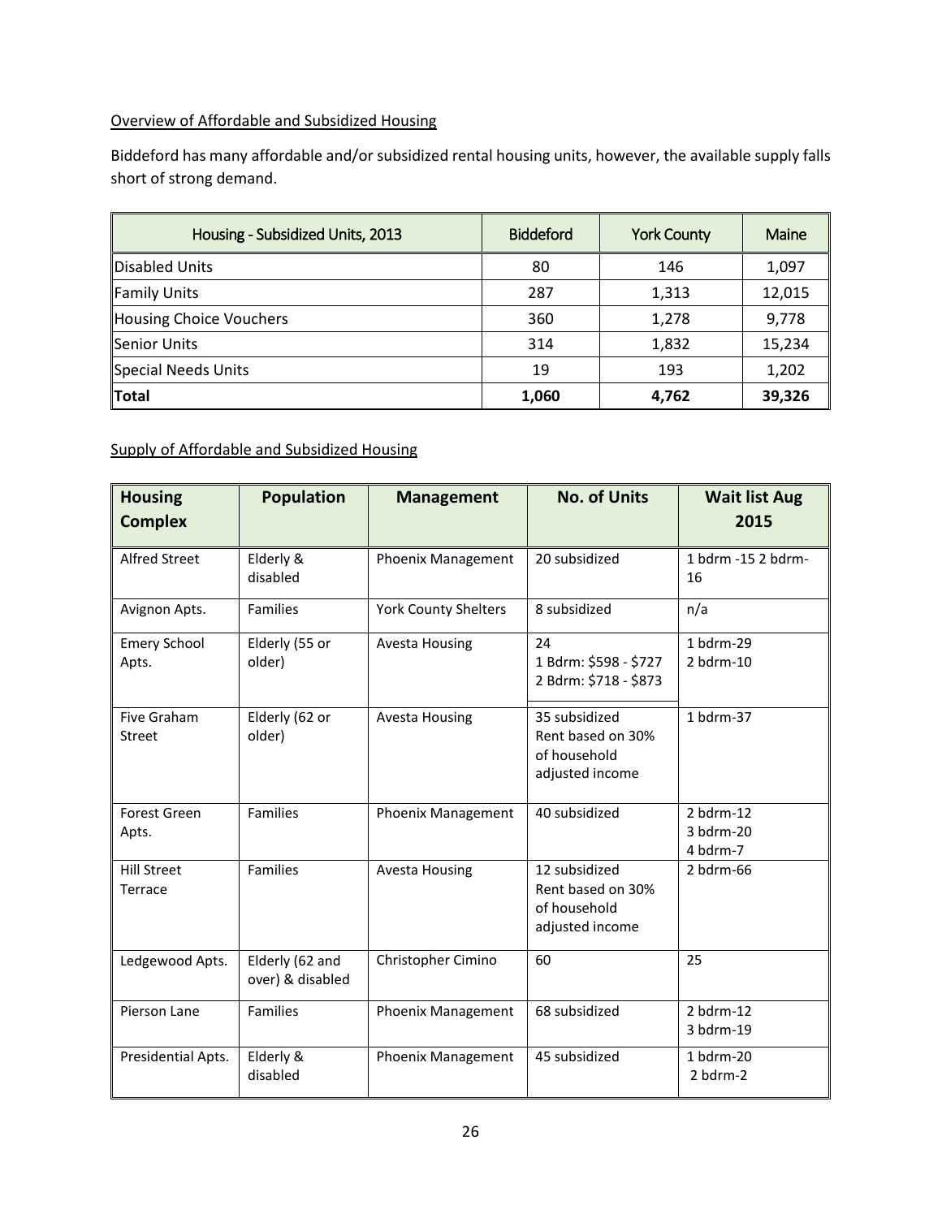Overview of Affordable and Subsidized Housing

Biddeford has many affordable and/or subsidized rental housing units, however, the available supply falls short of strong demand.

| Housing - Subsidized Units, 2013 | Biddeford | York County | Maine |
|---|---|---|---|
| Disabled Units | 80 | 146 | 1,097 |
| Family Units | 287 | 1,313 | 12,015 |
| Housing Choice Vouchers | 360 | 1,278 | 9,778 |
| Senior Units | 314 | 1,832 | 15,234 |
| Special Needs Units | 19 | 193 | 1,202 |
| **Total** | **1,060** | **4,762** | **39,326** |

Supply of Affordable and Subsidized Housing

| Housing Complex | Population | Management | No. of Units | Wait list Aug 2015 |
|---|---|---|---|---|
| Alfred Street | Elderly & disabled | Phoenix Management | 20 subsidized | 1 bdrm -15 2 bdrm-16 |
| Avignon Apts. | Families | York County Shelters | 8 subsidized | n/a |
| Emery School Apts. | Elderly (55 or older) | Avesta Housing | 24<br>1 Bdrm: $598 - $727<br>2 Bdrm: $718 - $873 | 1 bdrm-29<br>2 bdrm-10 |
| Five Graham Street | Elderly (62 or older) | Avesta Housing | 35 subsidized<br>Rent based on 30% of household adjusted income | 1 bdrm-37 |
| Forest Green Apts. | Families | Phoenix Management | 40 subsidized | 2 bdrm-12<br>3 bdrm-20<br>4 bdrm-7 |
| Hill Street Terrace | Families | Avesta Housing | 12 subsidized<br>Rent based on 30% of household adjusted income | 2 bdrm-66 |
| Ledgewood Apts. | Elderly (62 and over) & disabled | Christopher Cimino | 60 | 25 |
| Pierson Lane | Families | Phoenix Management | 68 subsidized | 2 bdrm-12<br>3 bdrm-19 |
| Presidential Apts. | Elderly & disabled | Phoenix Management | 45 subsidized | 1 bdrm-20<br>2 bdrm-2 |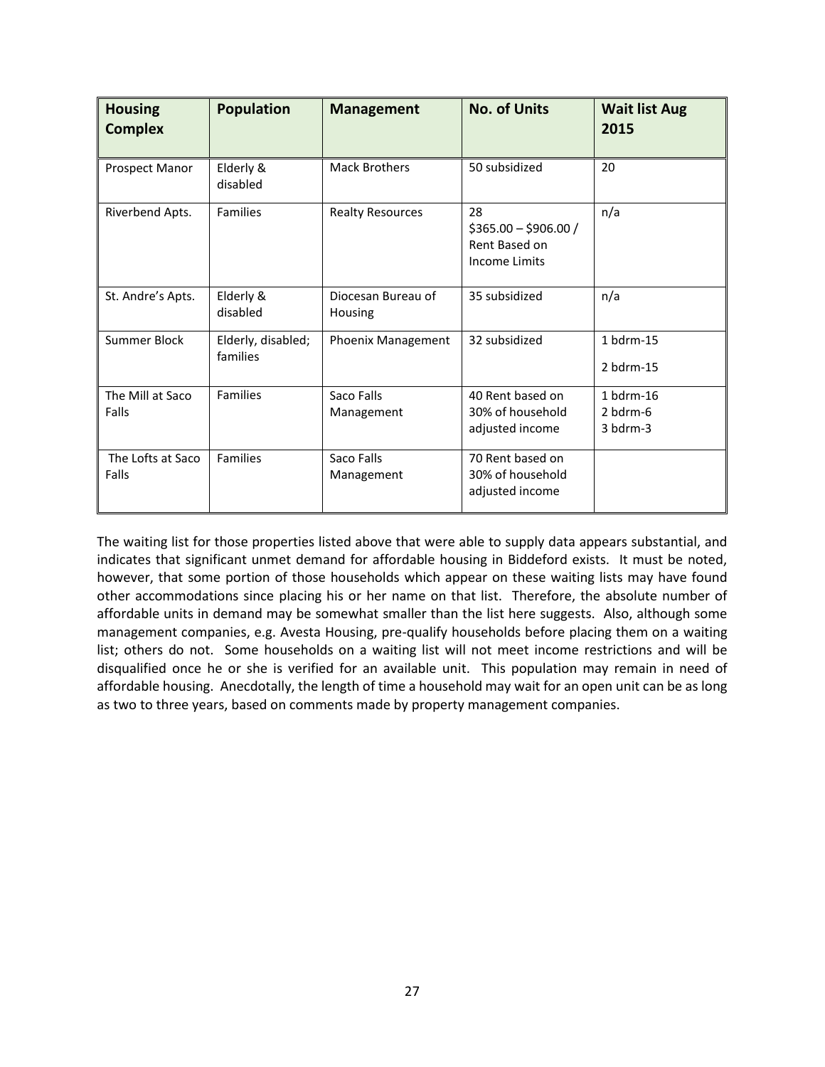| Housing Complex | Population | Management | No. of Units | Wait list Aug 2015 |
|---|---|---|---|---|
| Prospect Manor | Elderly & disabled | Mack Brothers | 50 subsidized | 20 |
| Riverbend Apts. | Families | Realty Resources | 28 $365.00 – $906.00 / Rent Based on Income Limits | n/a |
| St. Andre's Apts. | Elderly & disabled | Diocesan Bureau of Housing | 35 subsidized | n/a |
| Summer Block | Elderly, disabled; families | Phoenix Management | 32 subsidized | 1 bdrm-15 2 bdrm-15 |
| The Mill at Saco Falls | Families | Saco Falls Management | 40 Rent based on 30% of household adjusted income | 1 bdrm-16 2 bdrm-6 3 bdrm-3 |
| The Lofts at Saco Falls | Families | Saco Falls Management | 70 Rent based on 30% of household adjusted income | |

The waiting list for those properties listed above that were able to supply data appears substantial, and indicates that significant unmet demand for affordable housing in Biddeford exists. It must be noted, however, that some portion of those households which appear on these waiting lists may have found other accommodations since placing his or her name on that list. Therefore, the absolute number of affordable units in demand may be somewhat smaller than the list here suggests. Also, although some management companies, e.g. Avesta Housing, pre-qualify households before placing them on a waiting list; others do not. Some households on a waiting list will not meet income restrictions and will be disqualified once he or she is verified for an available unit. This population may remain in need of affordable housing. Anecdotally, the length of time a household may wait for an open unit can be as long as two to three years, based on comments made by property management companies.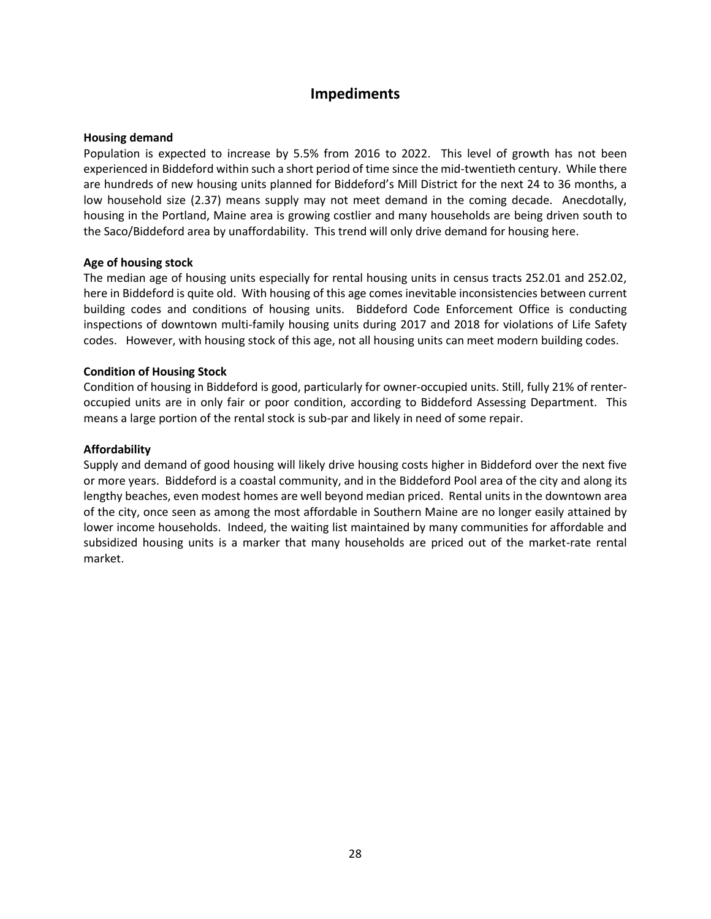# Impediments

**Housing demand**

Population is expected to increase by 5.5% from 2016 to 2022. This level of growth has not been experienced in Biddeford within such a short period of time since the mid-twentieth century. While there are hundreds of new housing units planned for Biddeford's Mill District for the next 24 to 36 months, a low household size (2.37) means supply may not meet demand in the coming decade. Anecdotally, housing in the Portland, Maine area is growing costlier and many households are being driven south to the Saco/Biddeford area by unaffordability. This trend will only drive demand for housing here.

**Age of housing stock**

The median age of housing units especially for rental housing units in census tracts 252.01 and 252.02, here in Biddeford is quite old. With housing of this age comes inevitable inconsistencies between current building codes and conditions of housing units. Biddeford Code Enforcement Office is conducting inspections of downtown multi-family housing units during 2017 and 2018 for violations of Life Safety codes. However, with housing stock of this age, not all housing units can meet modern building codes.

**Condition of Housing Stock**

Condition of housing in Biddeford is good, particularly for owner-occupied units. Still, fully 21% of renter-occupied units are in only fair or poor condition, according to Biddeford Assessing Department. This means a large portion of the rental stock is sub-par and likely in need of some repair.

**Affordability**

Supply and demand of good housing will likely drive housing costs higher in Biddeford over the next five or more years. Biddeford is a coastal community, and in the Biddeford Pool area of the city and along its lengthy beaches, even modest homes are well beyond median priced. Rental units in the downtown area of the city, once seen as among the most affordable in Southern Maine are no longer easily attained by lower income households. Indeed, the waiting list maintained by many communities for affordable and subsidized housing units is a marker that many households are priced out of the market-rate rental market.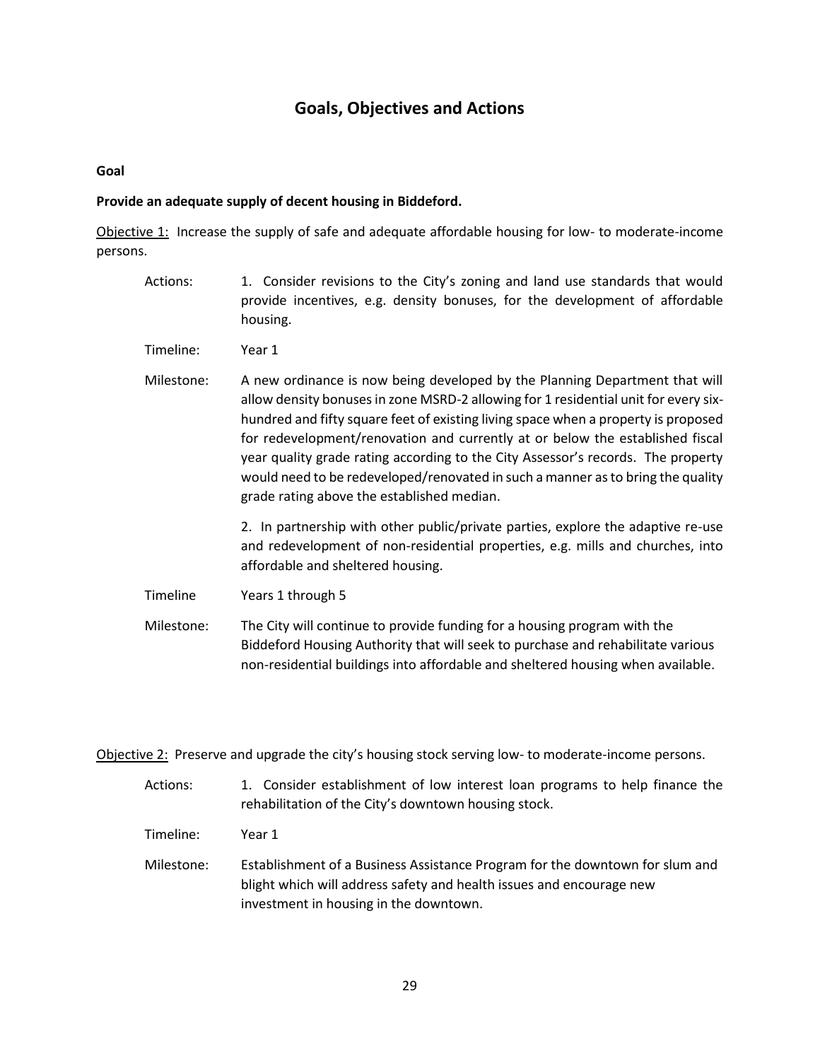# Goals, Objectives and Actions

**Goal**

**Provide an adequate supply of decent housing in Biddeford.**

Objective 1: Increase the supply of safe and adequate affordable housing for low- to moderate-income persons.

Actions: 1. Consider revisions to the City's zoning and land use standards that would provide incentives, e.g. density bonuses, for the development of affordable housing.

Timeline: Year 1

Milestone: A new ordinance is now being developed by the Planning Department that will allow density bonuses in zone MSRD-2 allowing for 1 residential unit for every six-hundred and fifty square feet of existing living space when a property is proposed for redevelopment/renovation and currently at or below the established fiscal year quality grade rating according to the City Assessor's records. The property would need to be redeveloped/renovated in such a manner as to bring the quality grade rating above the established median.

2. In partnership with other public/private parties, explore the adaptive re-use and redevelopment of non-residential properties, e.g. mills and churches, into affordable and sheltered housing.

Timeline Years 1 through 5

Milestone: The City will continue to provide funding for a housing program with the Biddeford Housing Authority that will seek to purchase and rehabilitate various non-residential buildings into affordable and sheltered housing when available.

Objective 2: Preserve and upgrade the city's housing stock serving low- to moderate-income persons.

Actions: 1. Consider establishment of low interest loan programs to help finance the rehabilitation of the City's downtown housing stock.

Timeline: Year 1

Milestone: Establishment of a Business Assistance Program for the downtown for slum and blight which will address safety and health issues and encourage new investment in housing in the downtown.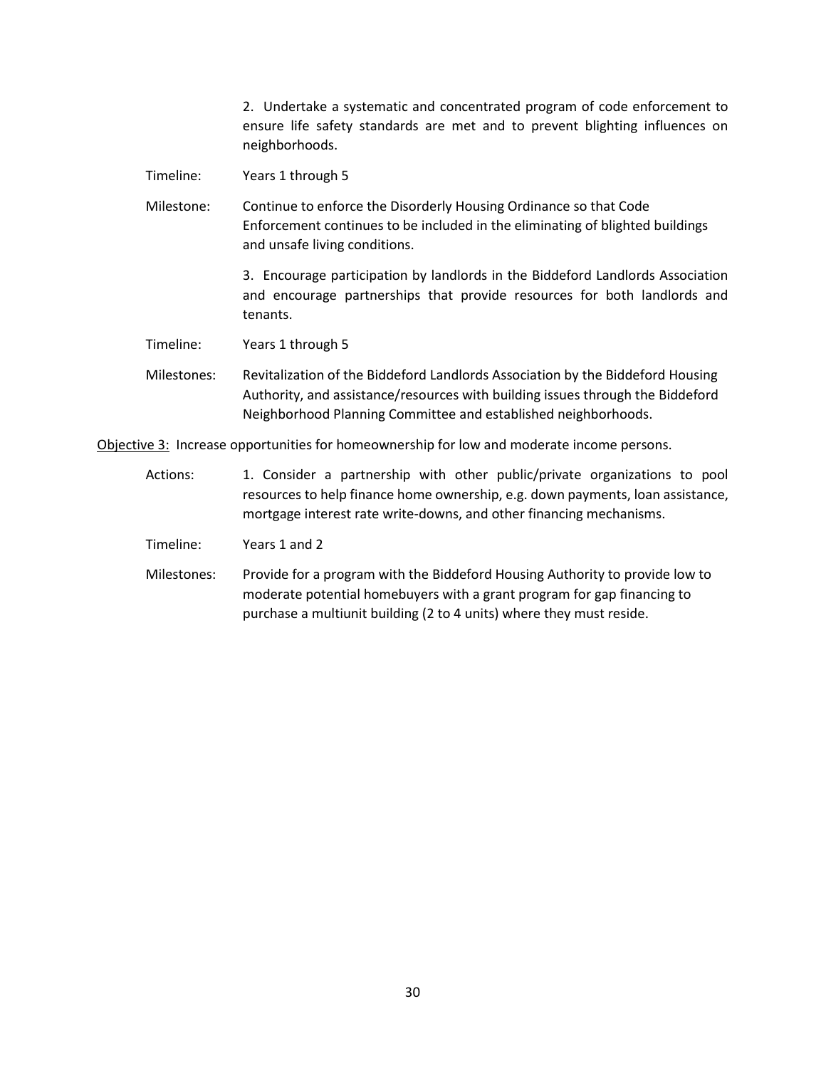2. Undertake a systematic and concentrated program of code enforcement to ensure life safety standards are met and to prevent blighting influences on neighborhoods.

Timeline: Years 1 through 5

Milestone: Continue to enforce the Disorderly Housing Ordinance so that Code Enforcement continues to be included in the eliminating of blighted buildings and unsafe living conditions.

3. Encourage participation by landlords in the Biddeford Landlords Association and encourage partnerships that provide resources for both landlords and tenants.

Timeline: Years 1 through 5

Milestones: Revitalization of the Biddeford Landlords Association by the Biddeford Housing Authority, and assistance/resources with building issues through the Biddeford Neighborhood Planning Committee and established neighborhoods.

<u>Objective 3:</u> Increase opportunities for homeownership for low and moderate income persons.

Actions: 1. Consider a partnership with other public/private organizations to pool resources to help finance home ownership, e.g. down payments, loan assistance, mortgage interest rate write-downs, and other financing mechanisms.

Timeline: Years 1 and 2

Milestones: Provide for a program with the Biddeford Housing Authority to provide low to moderate potential homebuyers with a grant program for gap financing to purchase a multiunit building (2 to 4 units) where they must reside.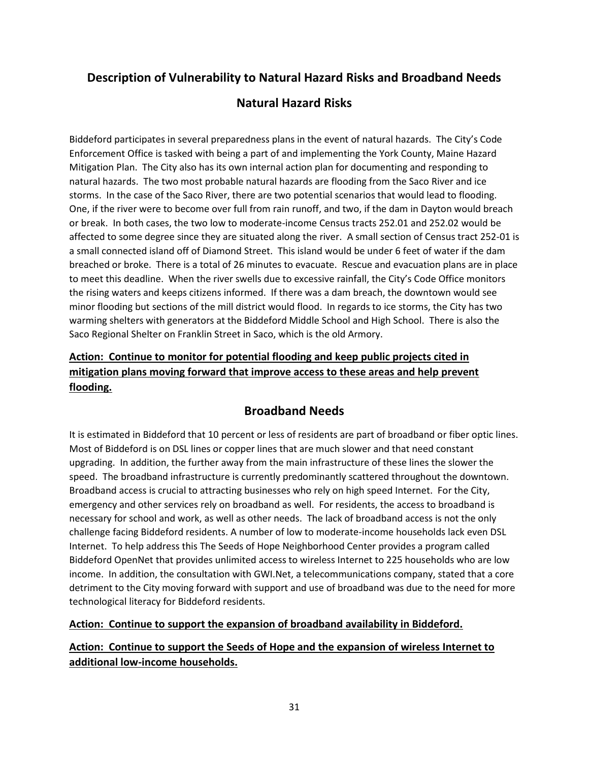## Description of Vulnerability to Natural Hazard Risks and Broadband Needs

### Natural Hazard Risks

Biddeford participates in several preparedness plans in the event of natural hazards. The City's Code Enforcement Office is tasked with being a part of and implementing the York County, Maine Hazard Mitigation Plan. The City also has its own internal action plan for documenting and responding to natural hazards. The two most probable natural hazards are flooding from the Saco River and ice storms. In the case of the Saco River, there are two potential scenarios that would lead to flooding. One, if the river were to become over full from rain runoff, and two, if the dam in Dayton would breach or break. In both cases, the two low to moderate-income Census tracts 252.01 and 252.02 would be affected to some degree since they are situated along the river. A small section of Census tract 252-01 is a small connected island off of Diamond Street. This island would be under 6 feet of water if the dam breached or broke. There is a total of 26 minutes to evacuate. Rescue and evacuation plans are in place to meet this deadline. When the river swells due to excessive rainfall, the City's Code Office monitors the rising waters and keeps citizens informed. If there was a dam breach, the downtown would see minor flooding but sections of the mill district would flood. In regards to ice storms, the City has two warming shelters with generators at the Biddeford Middle School and High School. There is also the Saco Regional Shelter on Franklin Street in Saco, which is the old Armory.

**Action: Continue to monitor for potential flooding and keep public projects cited in mitigation plans moving forward that improve access to these areas and help prevent flooding.**

### Broadband Needs

It is estimated in Biddeford that 10 percent or less of residents are part of broadband or fiber optic lines. Most of Biddeford is on DSL lines or copper lines that are much slower and that need constant upgrading. In addition, the further away from the main infrastructure of these lines the slower the speed. The broadband infrastructure is currently predominantly scattered throughout the downtown. Broadband access is crucial to attracting businesses who rely on high speed Internet. For the City, emergency and other services rely on broadband as well. For residents, the access to broadband is necessary for school and work, as well as other needs. The lack of broadband access is not the only challenge facing Biddeford residents. A number of low to moderate-income households lack even DSL Internet. To help address this The Seeds of Hope Neighborhood Center provides a program called Biddeford OpenNet that provides unlimited access to wireless Internet to 225 households who are low income. In addition, the consultation with GWI.Net, a telecommunications company, stated that a core detriment to the City moving forward with support and use of broadband was due to the need for more technological literacy for Biddeford residents.

**Action: Continue to support the expansion of broadband availability in Biddeford.**

**Action: Continue to support the Seeds of Hope and the expansion of wireless Internet to additional low-income households.**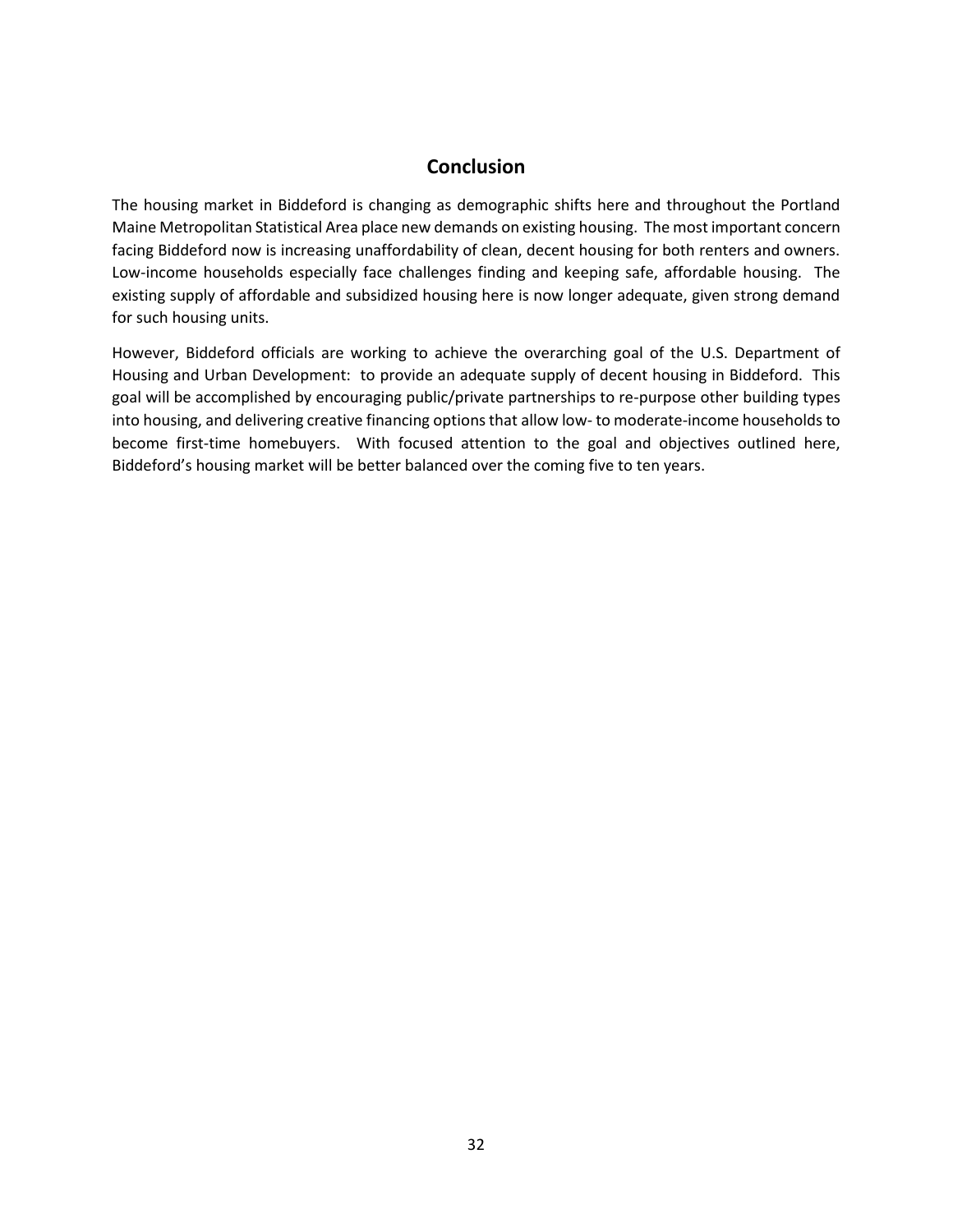## Conclusion

The housing market in Biddeford is changing as demographic shifts here and throughout the Portland Maine Metropolitan Statistical Area place new demands on existing housing. The most important concern facing Biddeford now is increasing unaffordability of clean, decent housing for both renters and owners. Low-income households especially face challenges finding and keeping safe, affordable housing. The existing supply of affordable and subsidized housing here is now longer adequate, given strong demand for such housing units.

However, Biddeford officials are working to achieve the overarching goal of the U.S. Department of Housing and Urban Development: to provide an adequate supply of decent housing in Biddeford. This goal will be accomplished by encouraging public/private partnerships to re-purpose other building types into housing, and delivering creative financing options that allow low- to moderate-income households to become first-time homebuyers. With focused attention to the goal and objectives outlined here, Biddeford's housing market will be better balanced over the coming five to ten years.